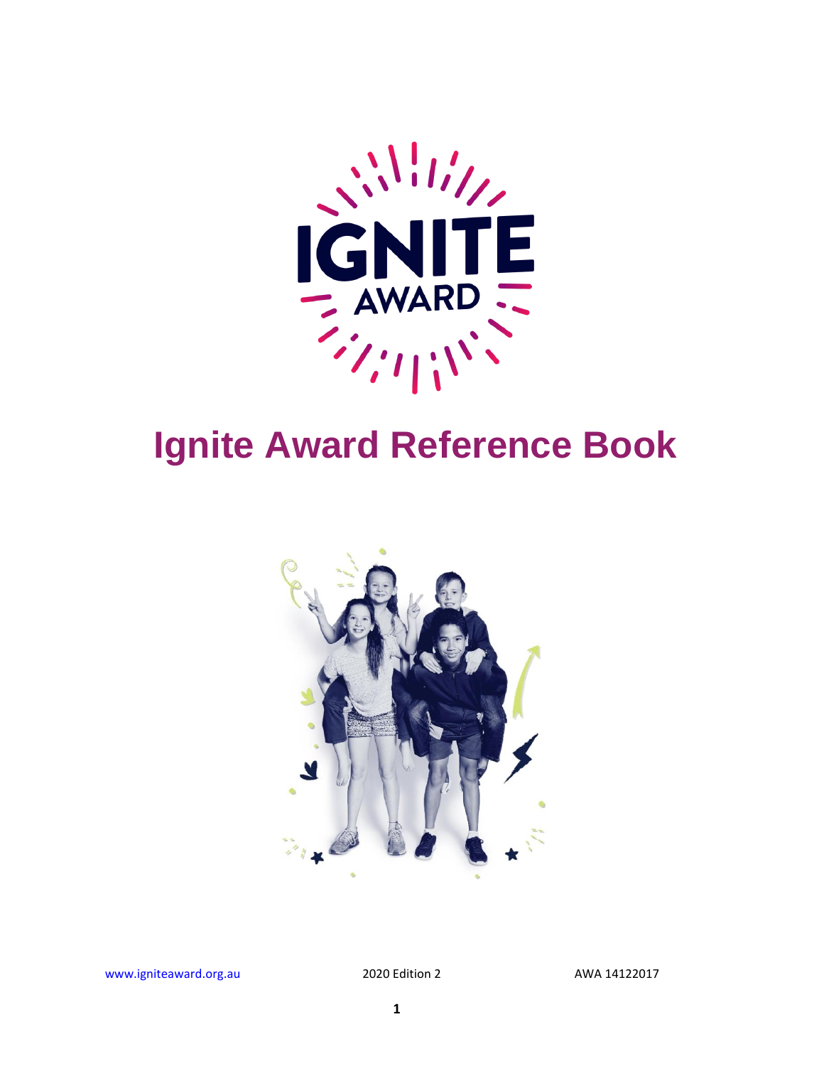# Ignite Award Reference Book

www.igniteaward.org.au 2020 Edition 2 AWA 14122017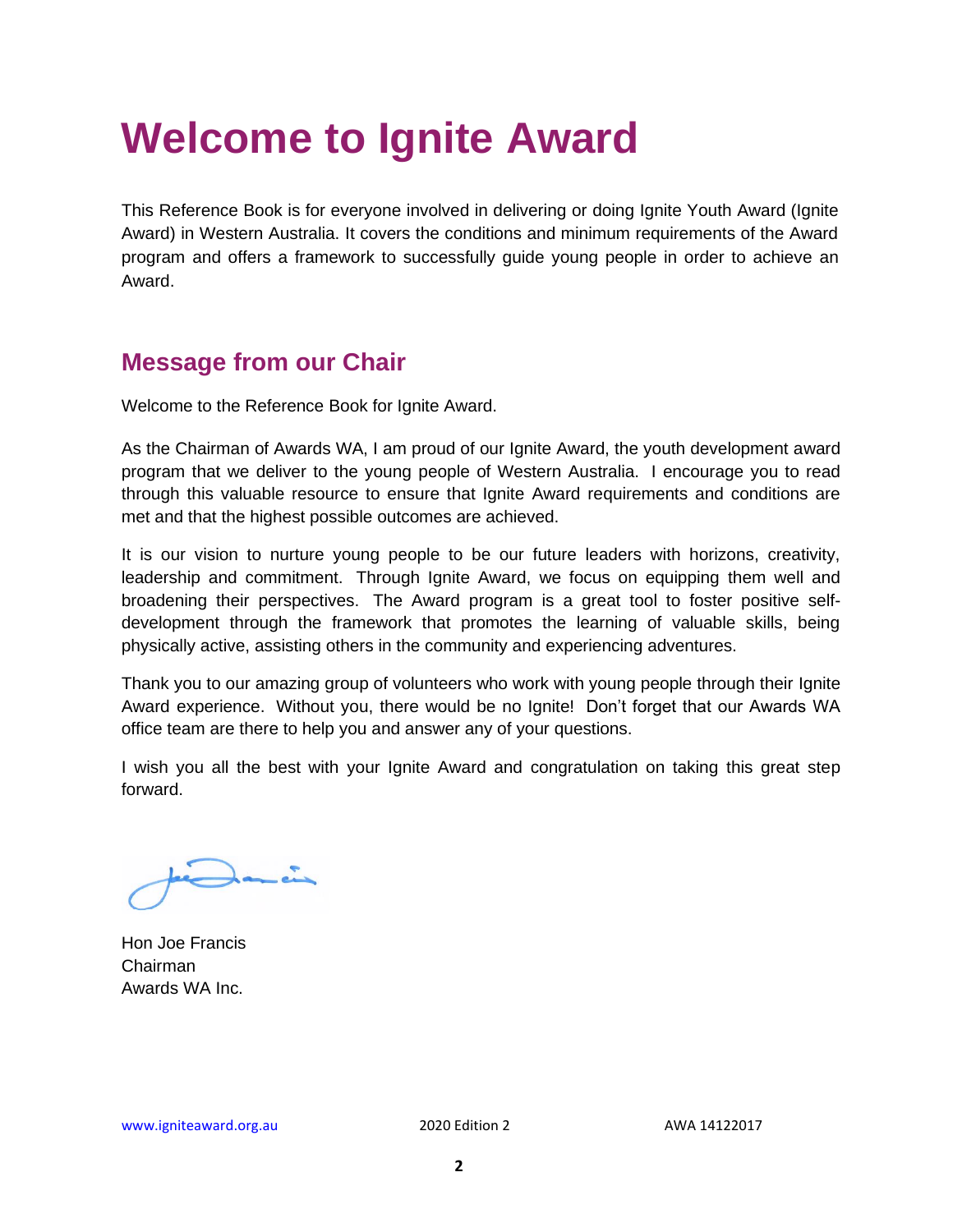# Welcome to Ignite Award

This Reference Book is for everyone involved in delivering or doing Ignite Youth Award (Ignite Award) in Western Australia. It covers the conditions and minimum requirements of the Award program and offers a framework to successfully guide young people in order to achieve an Award.

## Message from our Chair

Welcome to the Reference Book for Ignite Award.

As the Chairman of Awards WA, I am proud of our Ignite Award, the youth development award program that we deliver to the young people of Western Australia. I encourage you to read through this valuable resource to ensure that Ignite Award requirements and conditions are met and that the highest possible outcomes are achieved.

It is our vision to nurture young people to be our future leaders with horizons, creativity, leadership and commitment. Through Ignite Award, we focus on equipping them well and broadening their perspectives. The Award program is a great tool to foster positive self-development through the framework that promotes the learning of valuable skills, being physically active, assisting others in the community and experiencing adventures.

Thank you to our amazing group of volunteers who work with young people through their Ignite Award experience. Without you, there would be no Ignite! Don't forget that our Awards WA office team are there to help you and answer any of your questions.

I wish you all the best with your Ignite Award and congratulation on taking this great step forward.

Hon Joe Francis
Chairman
Awards WA Inc.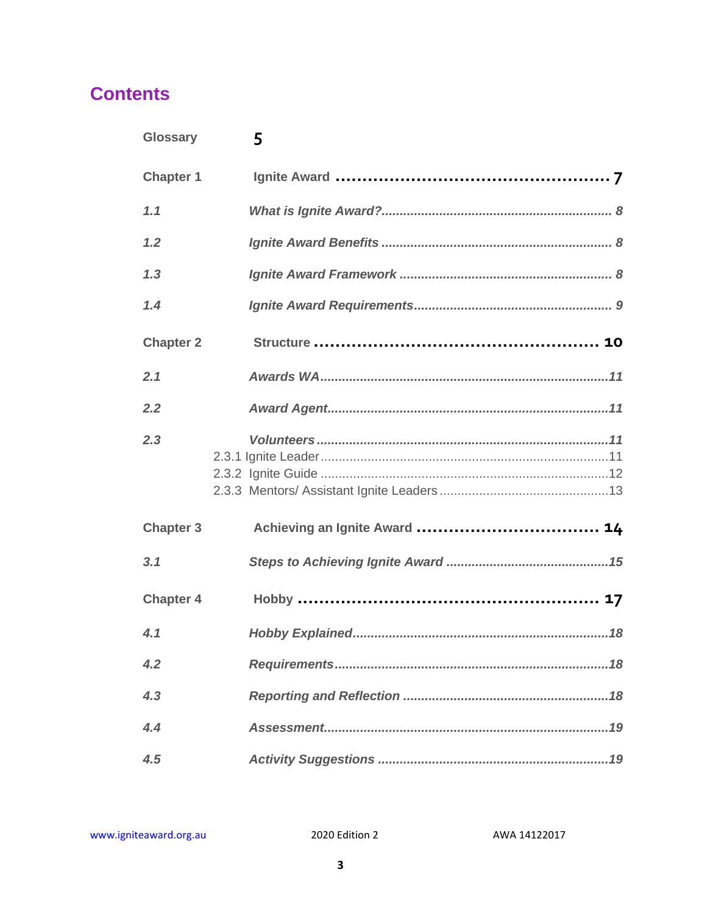# Contents

| | | |
|---|---|---|
| Glossary | | 5 |
| **Chapter 1** | **Ignite Award** | **7** |
| *1.1* | *What is Ignite Award?* | *8* |
| *1.2* | *Ignite Award Benefits* | *8* |
| *1.3* | *Ignite Award Framework* | *8* |
| *1.4* | *Ignite Award Requirements* | *9* |
| **Chapter 2** | **Structure** | **10** |
| *2.1* | *Awards WA* | *11* |
| *2.2* | *Award Agent* | *11* |
| *2.3* | *Volunteers* | *11* |
| 2.3.1 | Ignite Leader | 11 |
| 2.3.2 | Ignite Guide | 12 |
| 2.3.3 | Mentors/ Assistant Ignite Leaders | 13 |
| **Chapter 3** | **Achieving an Ignite Award** | **14** |
| *3.1* | *Steps to Achieving Ignite Award* | *15* |
| **Chapter 4** | **Hobby** | **17** |
| *4.1* | *Hobby Explained* | *18* |
| *4.2* | *Requirements* | *18* |
| *4.3* | *Reporting and Reflection* | *18* |
| *4.4* | *Assessment* | *19* |
| *4.5* | *Activity Suggestions* | *19* |

www.igniteaward.org.au 2020 Edition 2 AWA 14122017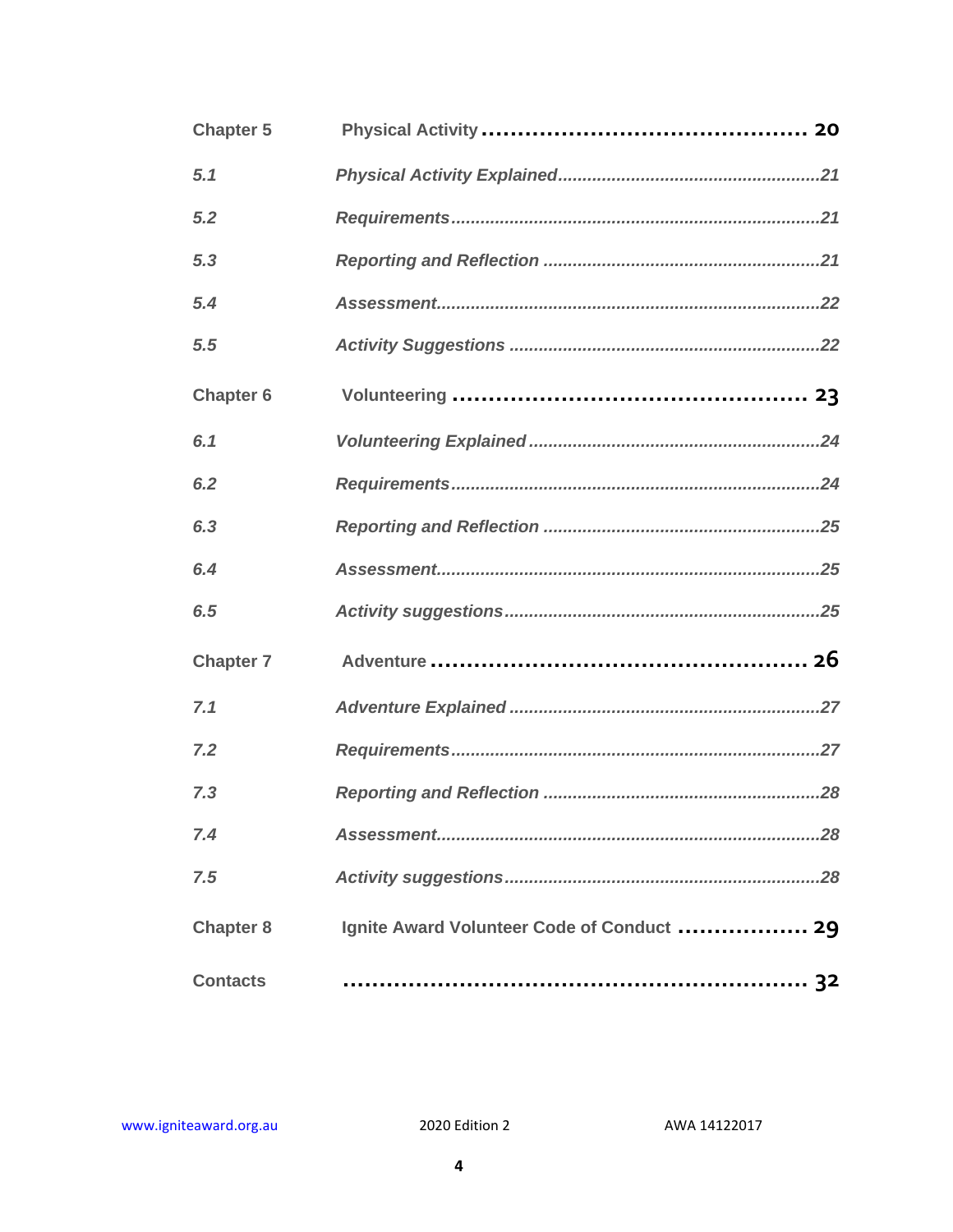| | | |
|---|---|---|
| **Chapter 5** | **Physical Activity** | **20** |
| *5.1* | *Physical Activity Explained* | *21* |
| *5.2* | *Requirements* | *21* |
| *5.3* | *Reporting and Reflection* | *21* |
| *5.4* | *Assessment* | *22* |
| *5.5* | *Activity Suggestions* | *22* |
| **Chapter 6** | **Volunteering** | **23** |
| *6.1* | *Volunteering Explained* | *24* |
| *6.2* | *Requirements* | *24* |
| *6.3* | *Reporting and Reflection* | *25* |
| *6.4* | *Assessment* | *25* |
| *6.5* | *Activity suggestions* | *25* |
| **Chapter 7** | **Adventure** | **26** |
| *7.1* | *Adventure Explained* | *27* |
| *7.2* | *Requirements* | *27* |
| *7.3* | *Reporting and Reflection* | *28* |
| *7.4* | *Assessment* | *28* |
| *7.5* | *Activity suggestions* | *28* |
| **Chapter 8** | **Ignite Award Volunteer Code of Conduct** | **29** |
| **Contacts** | | **32** |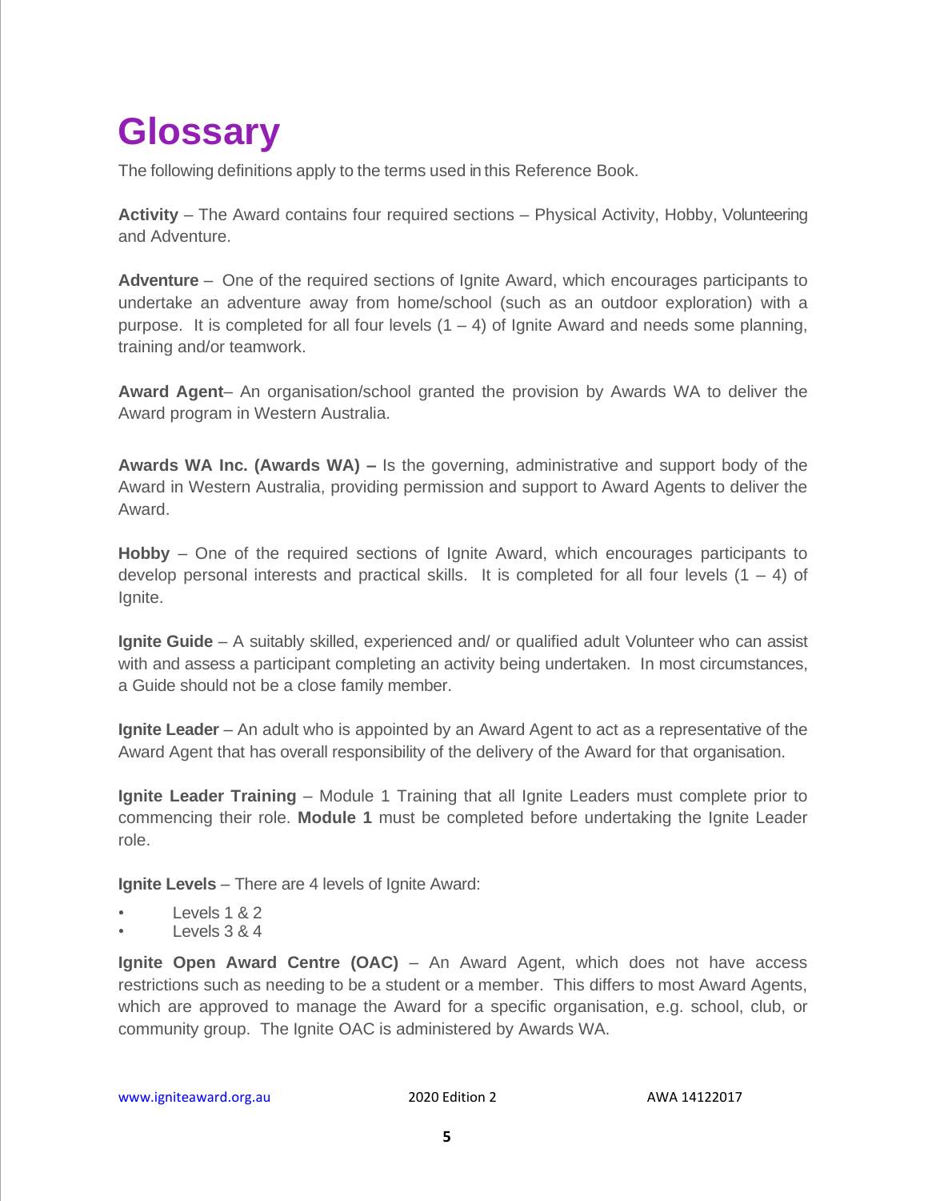# Glossary

The following definitions apply to the terms used in this Reference Book.

**Activity** – The Award contains four required sections – Physical Activity, Hobby, Volunteering and Adventure.

**Adventure** – One of the required sections of Ignite Award, which encourages participants to undertake an adventure away from home/school (such as an outdoor exploration) with a purpose. It is completed for all four levels (1 – 4) of Ignite Award and needs some planning, training and/or teamwork.

**Award Agent**– An organisation/school granted the provision by Awards WA to deliver the Award program in Western Australia.

**Awards WA Inc. (Awards WA) –** Is the governing, administrative and support body of the Award in Western Australia, providing permission and support to Award Agents to deliver the Award.

**Hobby** – One of the required sections of Ignite Award, which encourages participants to develop personal interests and practical skills. It is completed for all four levels (1 – 4) of Ignite.

**Ignite Guide** – A suitably skilled, experienced and/ or qualified adult Volunteer who can assist with and assess a participant completing an activity being undertaken. In most circumstances, a Guide should not be a close family member.

**Ignite Leader** – An adult who is appointed by an Award Agent to act as a representative of the Award Agent that has overall responsibility of the delivery of the Award for that organisation.

**Ignite Leader Training** – Module 1 Training that all Ignite Leaders must complete prior to commencing their role. **Module 1** must be completed before undertaking the Ignite Leader role.

**Ignite Levels** – There are 4 levels of Ignite Award:

- Levels 1 & 2
- Levels 3 & 4

**Ignite Open Award Centre (OAC)** – An Award Agent, which does not have access restrictions such as needing to be a student or a member. This differs to most Award Agents, which are approved to manage the Award for a specific organisation, e.g. school, club, or community group. The Ignite OAC is administered by Awards WA.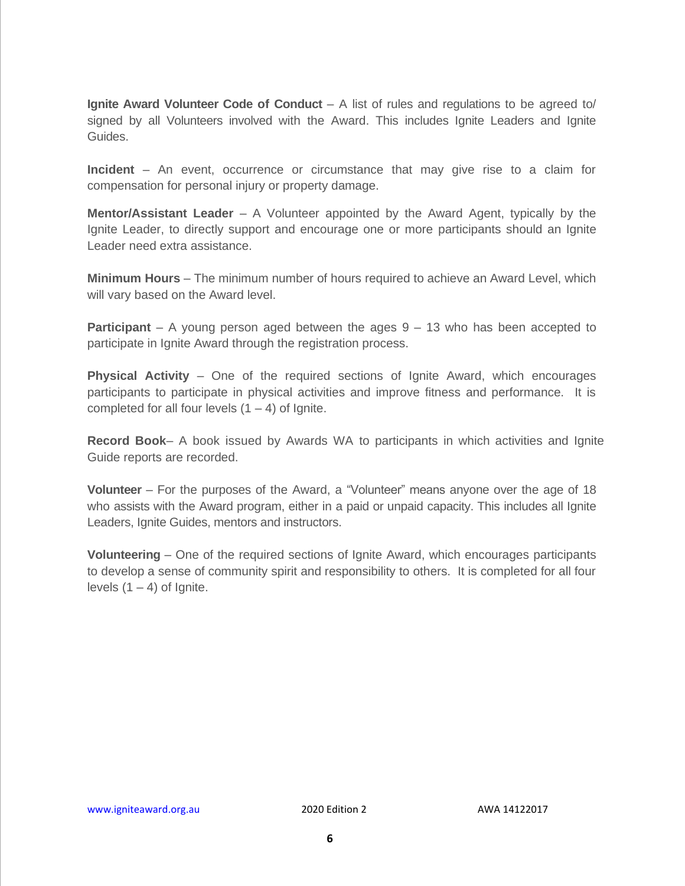**Ignite Award Volunteer Code of Conduct** – A list of rules and regulations to be agreed to/ signed by all Volunteers involved with the Award. This includes Ignite Leaders and Ignite Guides.

**Incident** – An event, occurrence or circumstance that may give rise to a claim for compensation for personal injury or property damage.

**Mentor/Assistant Leader** – A Volunteer appointed by the Award Agent, typically by the Ignite Leader, to directly support and encourage one or more participants should an Ignite Leader need extra assistance.

**Minimum Hours** – The minimum number of hours required to achieve an Award Level, which will vary based on the Award level.

**Participant** – A young person aged between the ages 9 – 13 who has been accepted to participate in Ignite Award through the registration process.

**Physical Activity** – One of the required sections of Ignite Award, which encourages participants to participate in physical activities and improve fitness and performance. It is completed for all four levels (1 – 4) of Ignite.

**Record Book**– A book issued by Awards WA to participants in which activities and Ignite Guide reports are recorded.

**Volunteer** – For the purposes of the Award, a "Volunteer" means anyone over the age of 18 who assists with the Award program, either in a paid or unpaid capacity. This includes all Ignite Leaders, Ignite Guides, mentors and instructors.

**Volunteering** – One of the required sections of Ignite Award, which encourages participants to develop a sense of community spirit and responsibility to others. It is completed for all four levels (1 – 4) of Ignite.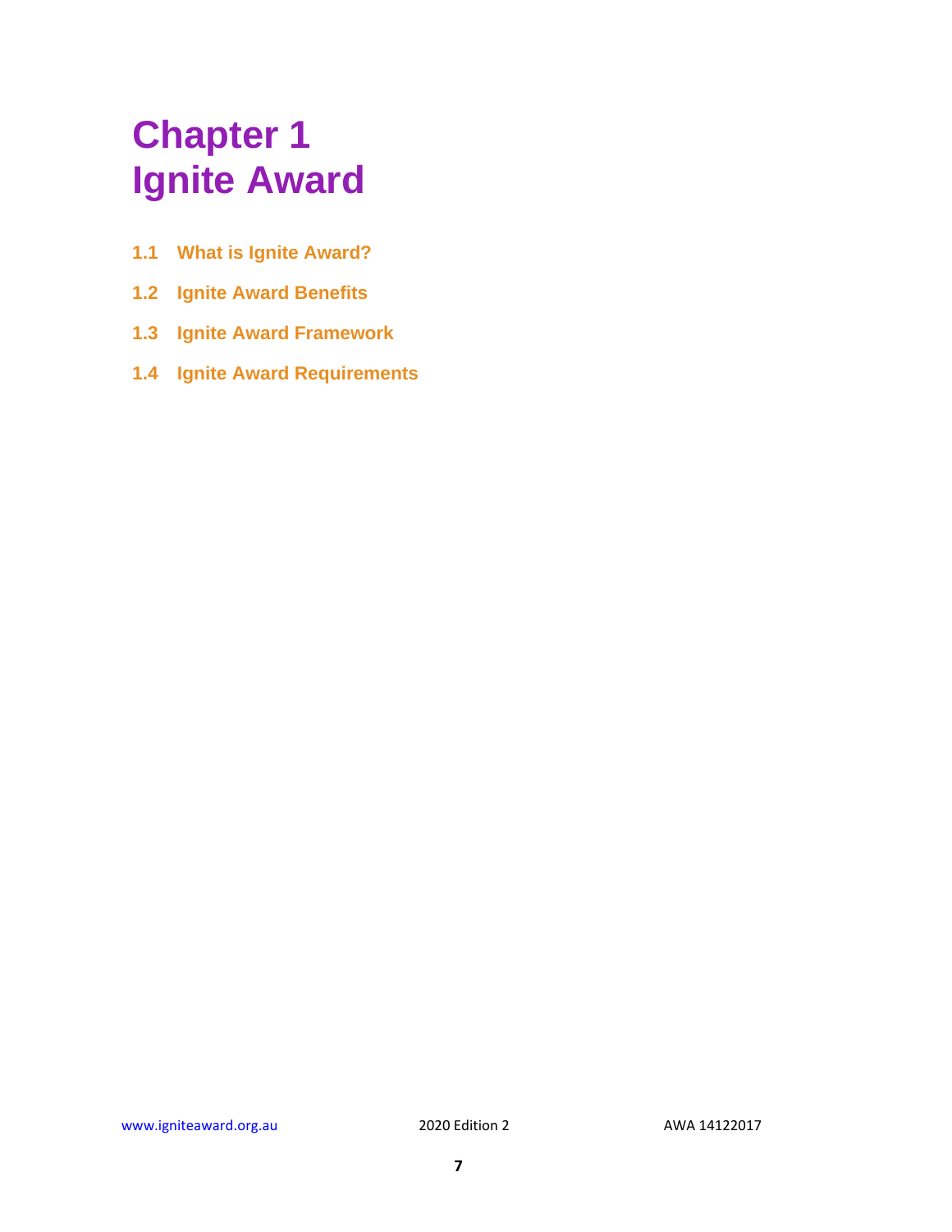# Chapter 1
# Ignite Award

**1.1 What is Ignite Award?**

**1.2 Ignite Award Benefits**

**1.3 Ignite Award Framework**

**1.4 Ignite Award Requirements**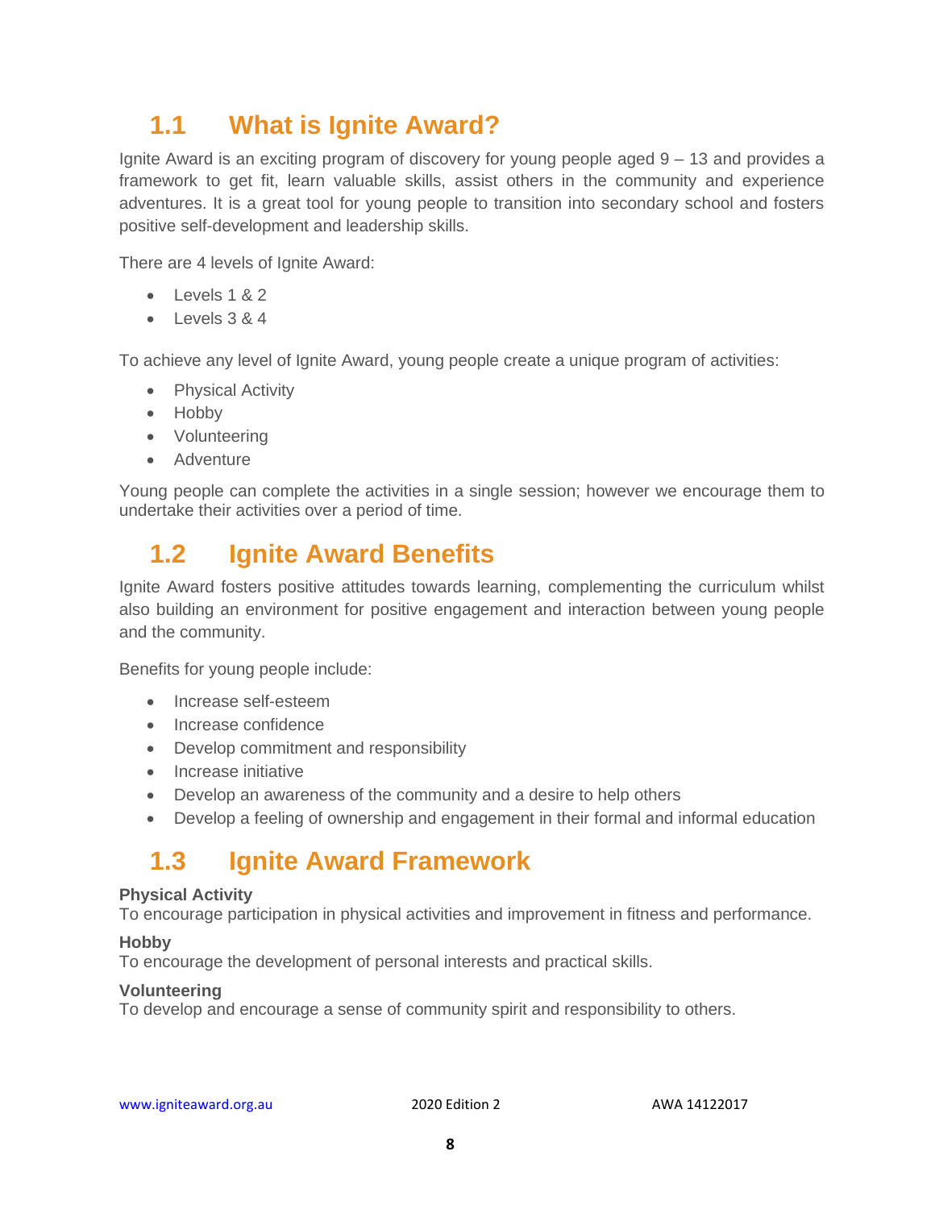## 1.1 What is Ignite Award?

Ignite Award is an exciting program of discovery for young people aged 9 – 13 and provides a framework to get fit, learn valuable skills, assist others in the community and experience adventures. It is a great tool for young people to transition into secondary school and fosters positive self-development and leadership skills.

There are 4 levels of Ignite Award:

- Levels 1 & 2
- Levels 3 & 4

To achieve any level of Ignite Award, young people create a unique program of activities:

- Physical Activity
- Hobby
- Volunteering
- Adventure

Young people can complete the activities in a single session; however we encourage them to undertake their activities over a period of time.

## 1.2 Ignite Award Benefits

Ignite Award fosters positive attitudes towards learning, complementing the curriculum whilst also building an environment for positive engagement and interaction between young people and the community.

Benefits for young people include:

- Increase self-esteem
- Increase confidence
- Develop commitment and responsibility
- Increase initiative
- Develop an awareness of the community and a desire to help others
- Develop a feeling of ownership and engagement in their formal and informal education

## 1.3 Ignite Award Framework

**Physical Activity**
To encourage participation in physical activities and improvement in fitness and performance.

**Hobby**
To encourage the development of personal interests and practical skills.

**Volunteering**
To develop and encourage a sense of community spirit and responsibility to others.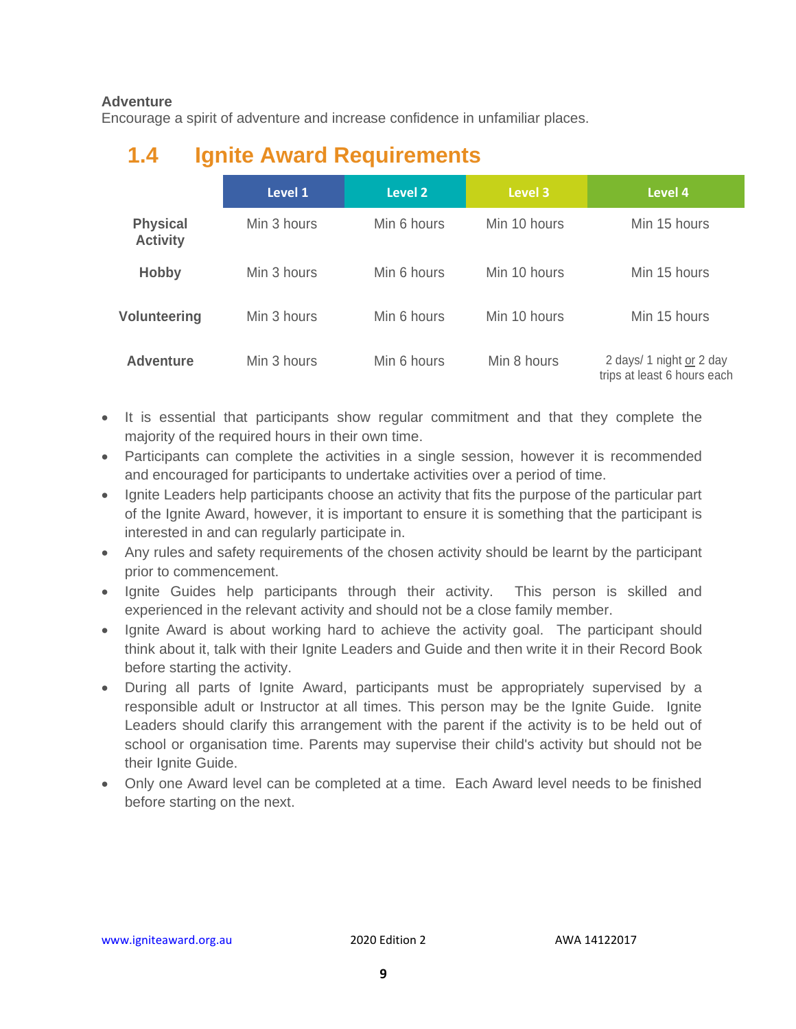**Adventure**
Encourage a spirit of adventure and increase confidence in unfamiliar places.

## 1.4 Ignite Award Requirements

| | Level 1 | Level 2 | Level 3 | Level 4 |
|---|---|---|---|---|
| **Physical Activity** | Min 3 hours | Min 6 hours | Min 10 hours | Min 15 hours |
| **Hobby** | Min 3 hours | Min 6 hours | Min 10 hours | Min 15 hours |
| **Volunteering** | Min 3 hours | Min 6 hours | Min 10 hours | Min 15 hours |
| **Adventure** | Min 3 hours | Min 6 hours | Min 8 hours | 2 days/ 1 night or 2 day trips at least 6 hours each |

- It is essential that participants show regular commitment and that they complete the majority of the required hours in their own time.
- Participants can complete the activities in a single session, however it is recommended and encouraged for participants to undertake activities over a period of time.
- Ignite Leaders help participants choose an activity that fits the purpose of the particular part of the Ignite Award, however, it is important to ensure it is something that the participant is interested in and can regularly participate in.
- Any rules and safety requirements of the chosen activity should be learnt by the participant prior to commencement.
- Ignite Guides help participants through their activity. This person is skilled and experienced in the relevant activity and should not be a close family member.
- Ignite Award is about working hard to achieve the activity goal. The participant should think about it, talk with their Ignite Leaders and Guide and then write it in their Record Book before starting the activity.
- During all parts of Ignite Award, participants must be appropriately supervised by a responsible adult or Instructor at all times. This person may be the Ignite Guide. Ignite Leaders should clarify this arrangement with the parent if the activity is to be held out of school or organisation time. Parents may supervise their child's activity but should not be their Ignite Guide.
- Only one Award level can be completed at a time. Each Award level needs to be finished before starting on the next.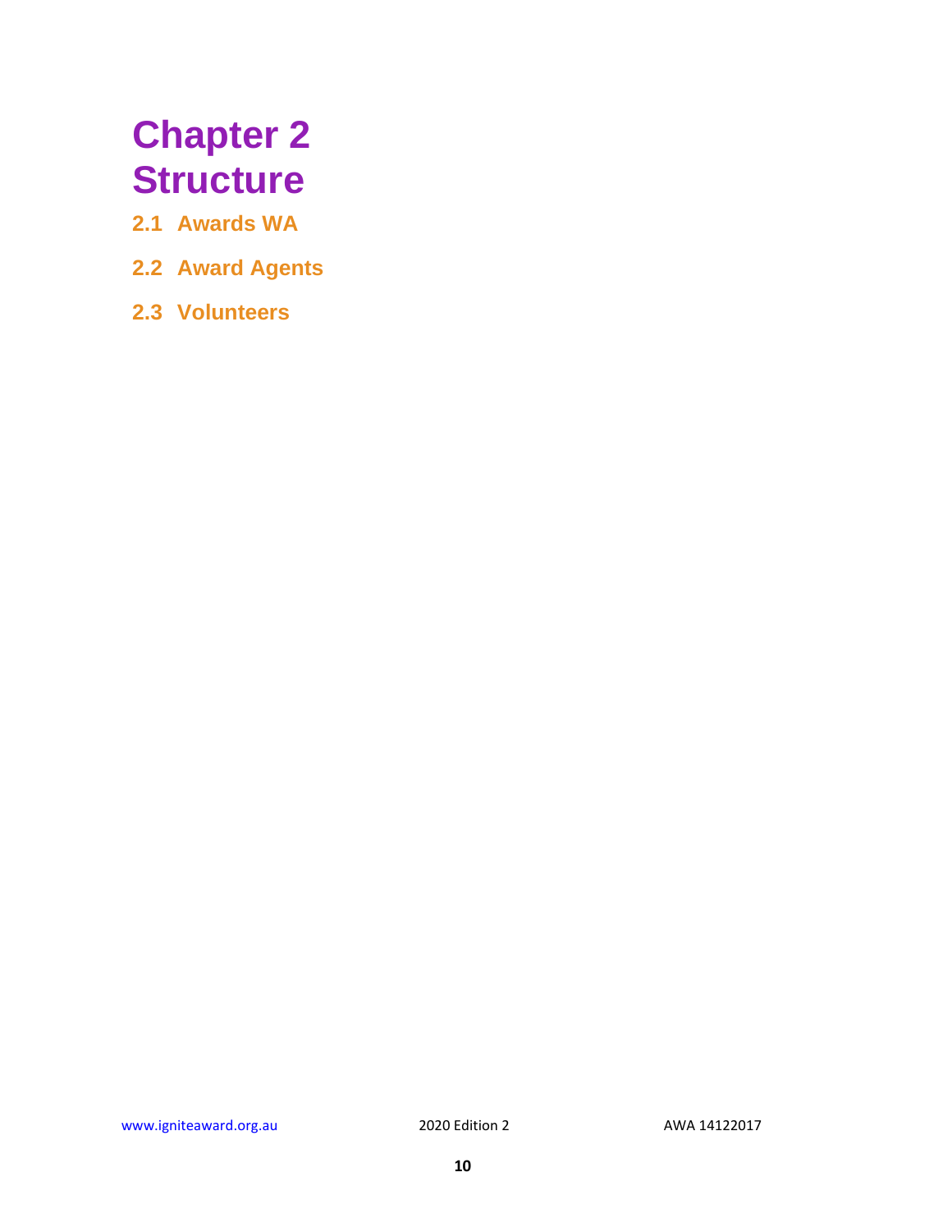# Chapter 2 Structure

## 2.1 Awards WA

## 2.2 Award Agents

## 2.3 Volunteers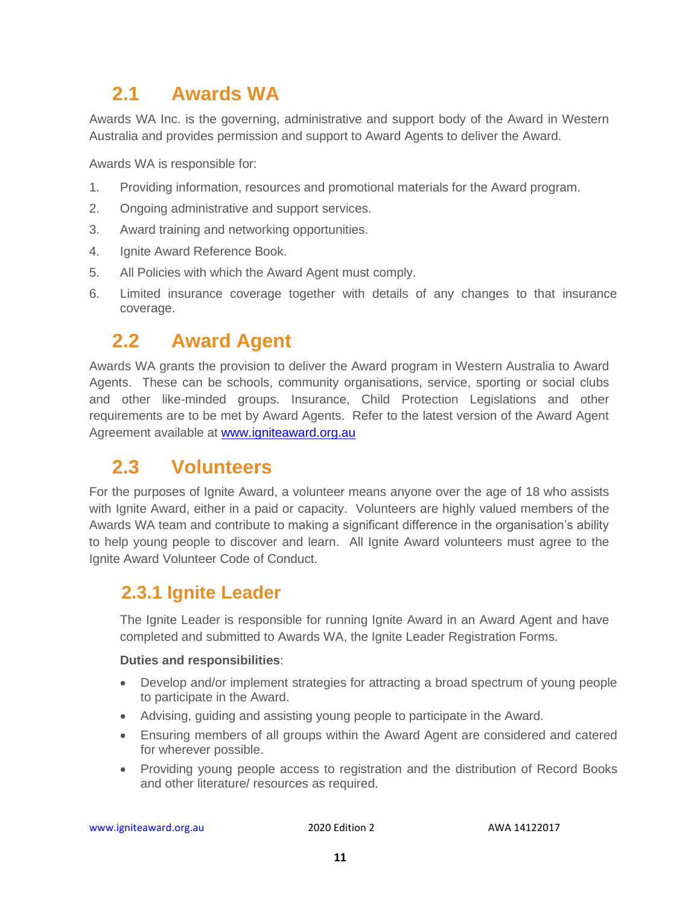## 2.1 Awards WA

Awards WA Inc. is the governing, administrative and support body of the Award in Western Australia and provides permission and support to Award Agents to deliver the Award.

Awards WA is responsible for:

1. Providing information, resources and promotional materials for the Award program.
2. Ongoing administrative and support services.
3. Award training and networking opportunities.
4. Ignite Award Reference Book.
5. All Policies with which the Award Agent must comply.
6. Limited insurance coverage together with details of any changes to that insurance coverage.

## 2.2 Award Agent

Awards WA grants the provision to deliver the Award program in Western Australia to Award Agents. These can be schools, community organisations, service, sporting or social clubs and other like-minded groups. Insurance, Child Protection Legislations and other requirements are to be met by Award Agents. Refer to the latest version of the Award Agent Agreement available at [www.igniteaward.org.au](www.igniteaward.org.au)

## 2.3 Volunteers

For the purposes of Ignite Award, a volunteer means anyone over the age of 18 who assists with Ignite Award, either in a paid or capacity. Volunteers are highly valued members of the Awards WA team and contribute to making a significant difference in the organisation's ability to help young people to discover and learn. All Ignite Award volunteers must agree to the Ignite Award Volunteer Code of Conduct.

### 2.3.1 Ignite Leader

The Ignite Leader is responsible for running Ignite Award in an Award Agent and have completed and submitted to Awards WA, the Ignite Leader Registration Forms.

**Duties and responsibilities**:

- Develop and/or implement strategies for attracting a broad spectrum of young people to participate in the Award.
- Advising, guiding and assisting young people to participate in the Award.
- Ensuring members of all groups within the Award Agent are considered and catered for wherever possible.
- Providing young people access to registration and the distribution of Record Books and other literature/ resources as required.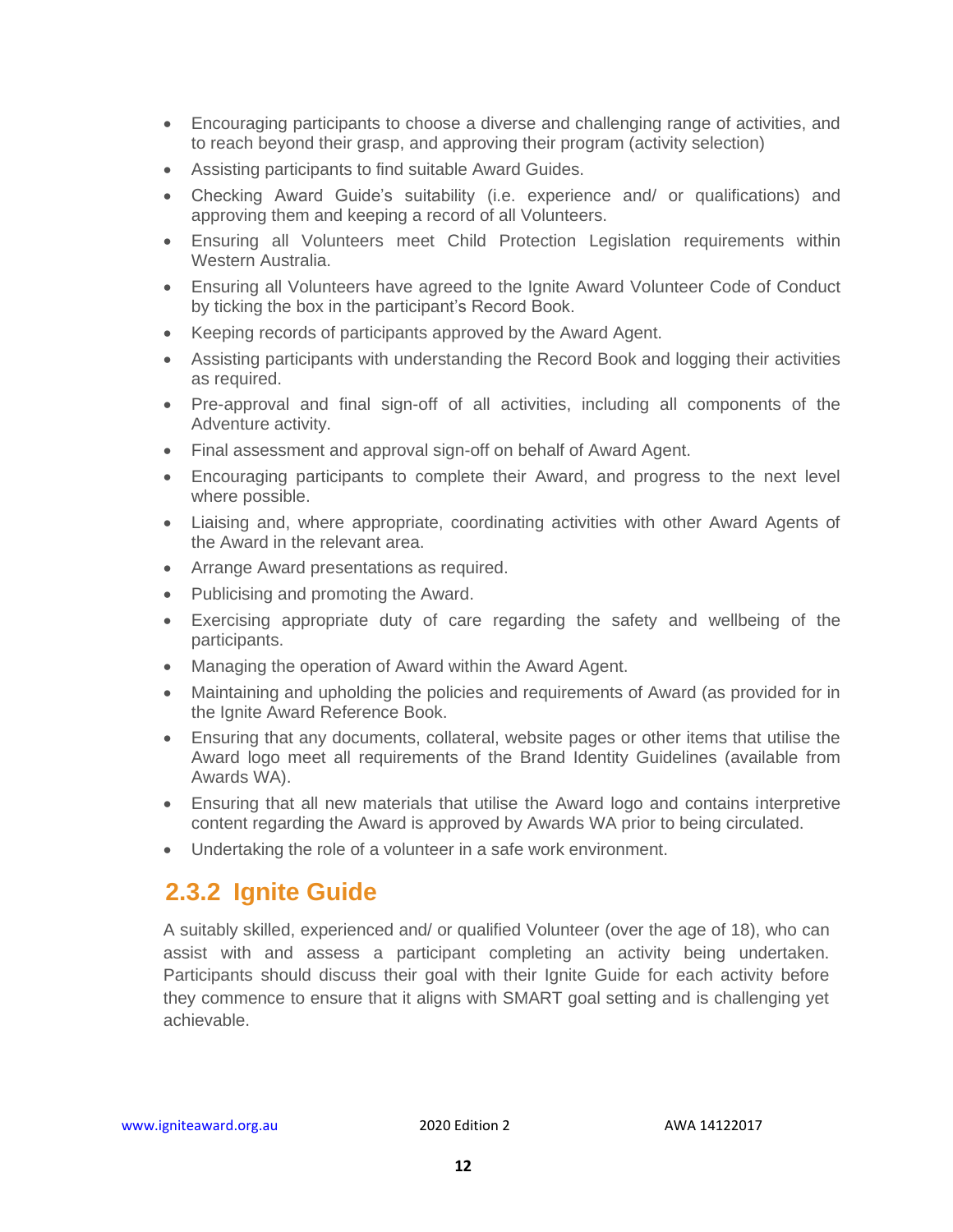- Encouraging participants to choose a diverse and challenging range of activities, and to reach beyond their grasp, and approving their program (activity selection)
- Assisting participants to find suitable Award Guides.
- Checking Award Guide's suitability (i.e. experience and/ or qualifications) and approving them and keeping a record of all Volunteers.
- Ensuring all Volunteers meet Child Protection Legislation requirements within Western Australia.
- Ensuring all Volunteers have agreed to the Ignite Award Volunteer Code of Conduct by ticking the box in the participant's Record Book.
- Keeping records of participants approved by the Award Agent.
- Assisting participants with understanding the Record Book and logging their activities as required.
- Pre-approval and final sign-off of all activities, including all components of the Adventure activity.
- Final assessment and approval sign-off on behalf of Award Agent.
- Encouraging participants to complete their Award, and progress to the next level where possible.
- Liaising and, where appropriate, coordinating activities with other Award Agents of the Award in the relevant area.
- Arrange Award presentations as required.
- Publicising and promoting the Award.
- Exercising appropriate duty of care regarding the safety and wellbeing of the participants.
- Managing the operation of Award within the Award Agent.
- Maintaining and upholding the policies and requirements of Award (as provided for in the Ignite Award Reference Book.
- Ensuring that any documents, collateral, website pages or other items that utilise the Award logo meet all requirements of the Brand Identity Guidelines (available from Awards WA).
- Ensuring that all new materials that utilise the Award logo and contains interpretive content regarding the Award is approved by Awards WA prior to being circulated.
- Undertaking the role of a volunteer in a safe work environment.

### 2.3.2 Ignite Guide

A suitably skilled, experienced and/ or qualified Volunteer (over the age of 18), who can assist with and assess a participant completing an activity being undertaken. Participants should discuss their goal with their Ignite Guide for each activity before they commence to ensure that it aligns with SMART goal setting and is challenging yet achievable.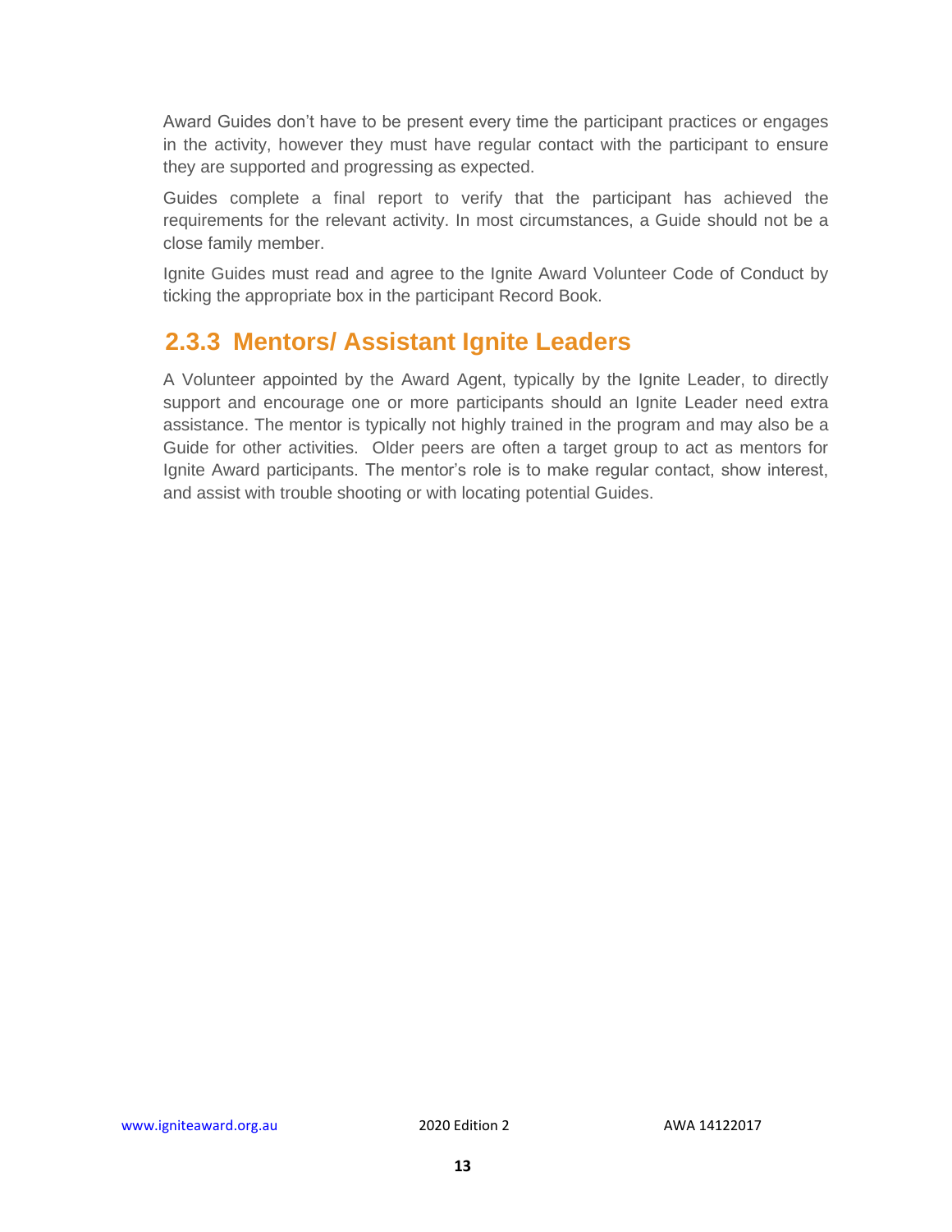Award Guides don't have to be present every time the participant practices or engages in the activity, however they must have regular contact with the participant to ensure they are supported and progressing as expected.

Guides complete a final report to verify that the participant has achieved the requirements for the relevant activity. In most circumstances, a Guide should not be a close family member.

Ignite Guides must read and agree to the Ignite Award Volunteer Code of Conduct by ticking the appropriate box in the participant Record Book.

### 2.3.3 Mentors/ Assistant Ignite Leaders

A Volunteer appointed by the Award Agent, typically by the Ignite Leader, to directly support and encourage one or more participants should an Ignite Leader need extra assistance. The mentor is typically not highly trained in the program and may also be a Guide for other activities. Older peers are often a target group to act as mentors for Ignite Award participants. The mentor's role is to make regular contact, show interest, and assist with trouble shooting or with locating potential Guides.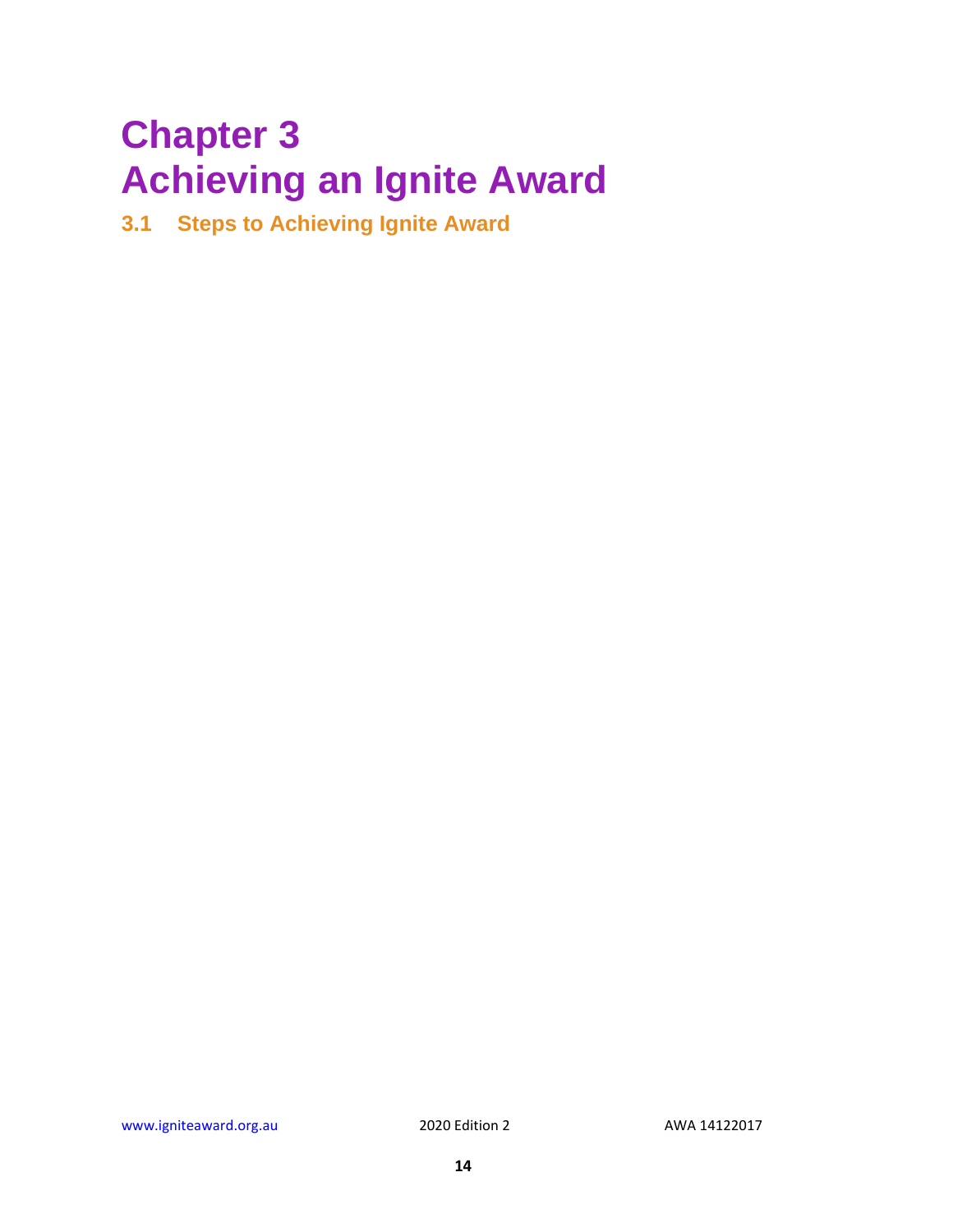# Chapter 3
# Achieving an Ignite Award

## 3.1 Steps to Achieving Ignite Award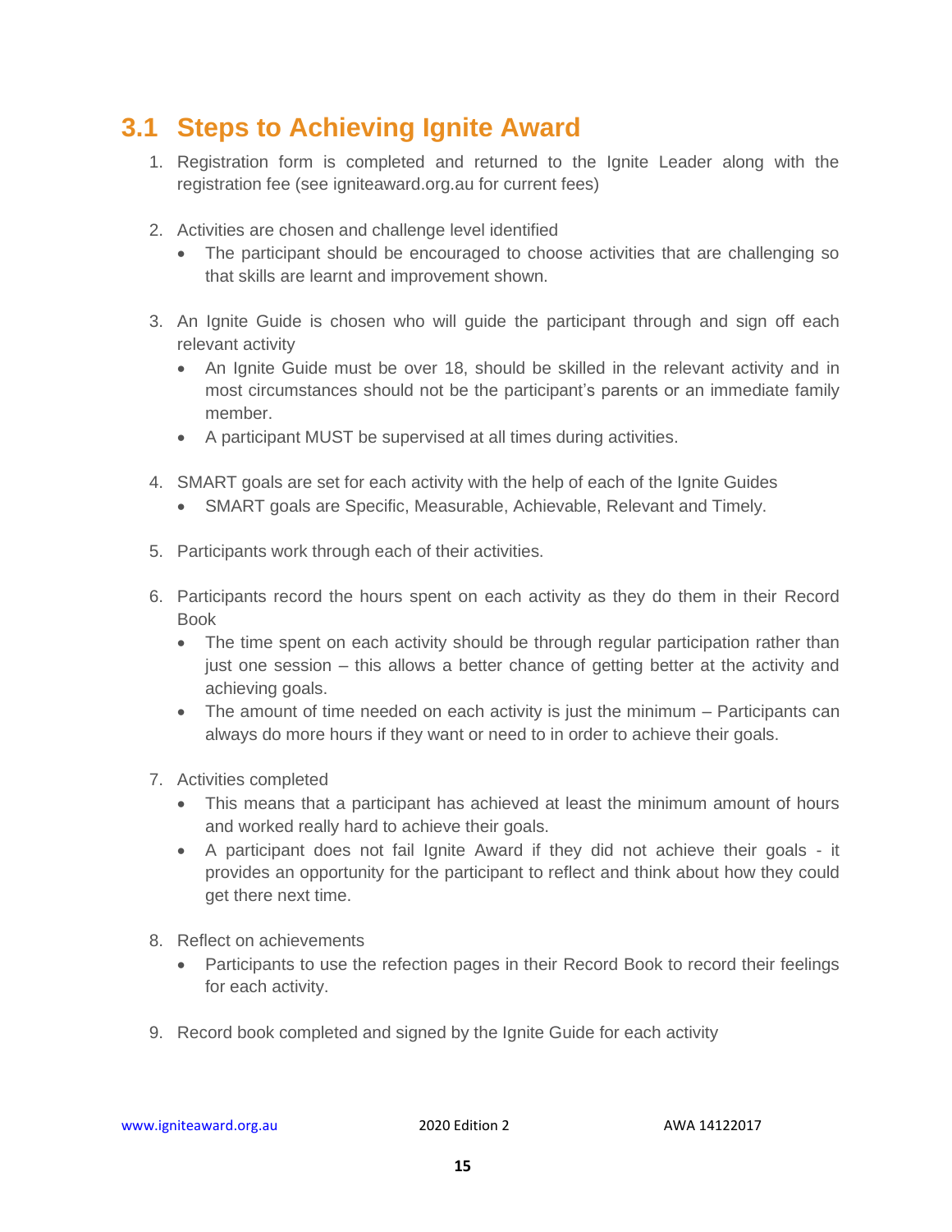## 3.1 Steps to Achieving Ignite Award

1. Registration form is completed and returned to the Ignite Leader along with the registration fee (see igniteaward.org.au for current fees)

2. Activities are chosen and challenge level identified
   - The participant should be encouraged to choose activities that are challenging so that skills are learnt and improvement shown.

3. An Ignite Guide is chosen who will guide the participant through and sign off each relevant activity
   - An Ignite Guide must be over 18, should be skilled in the relevant activity and in most circumstances should not be the participant's parents or an immediate family member.
   - A participant MUST be supervised at all times during activities.

4. SMART goals are set for each activity with the help of each of the Ignite Guides
   - SMART goals are Specific, Measurable, Achievable, Relevant and Timely.

5. Participants work through each of their activities.

6. Participants record the hours spent on each activity as they do them in their Record Book
   - The time spent on each activity should be through regular participation rather than just one session – this allows a better chance of getting better at the activity and achieving goals.
   - The amount of time needed on each activity is just the minimum – Participants can always do more hours if they want or need to in order to achieve their goals.

7. Activities completed
   - This means that a participant has achieved at least the minimum amount of hours and worked really hard to achieve their goals.
   - A participant does not fail Ignite Award if they did not achieve their goals - it provides an opportunity for the participant to reflect and think about how they could get there next time.

8. Reflect on achievements
   - Participants to use the refection pages in their Record Book to record their feelings for each activity.

9. Record book completed and signed by the Ignite Guide for each activity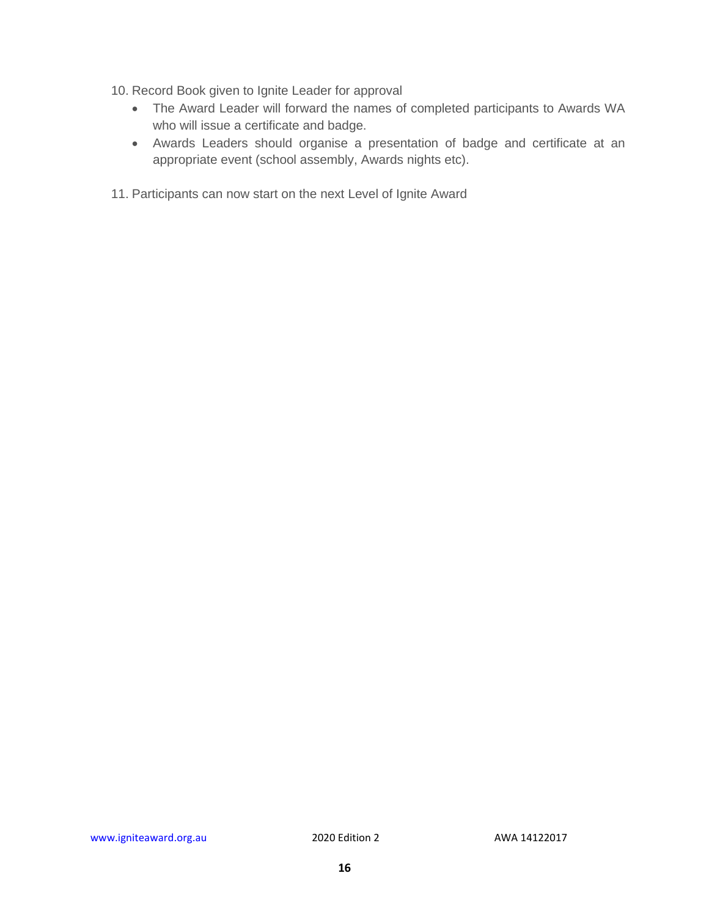10. Record Book given to Ignite Leader for approval
    - The Award Leader will forward the names of completed participants to Awards WA who will issue a certificate and badge.
    - Awards Leaders should organise a presentation of badge and certificate at an appropriate event (school assembly, Awards nights etc).

11. Participants can now start on the next Level of Ignite Award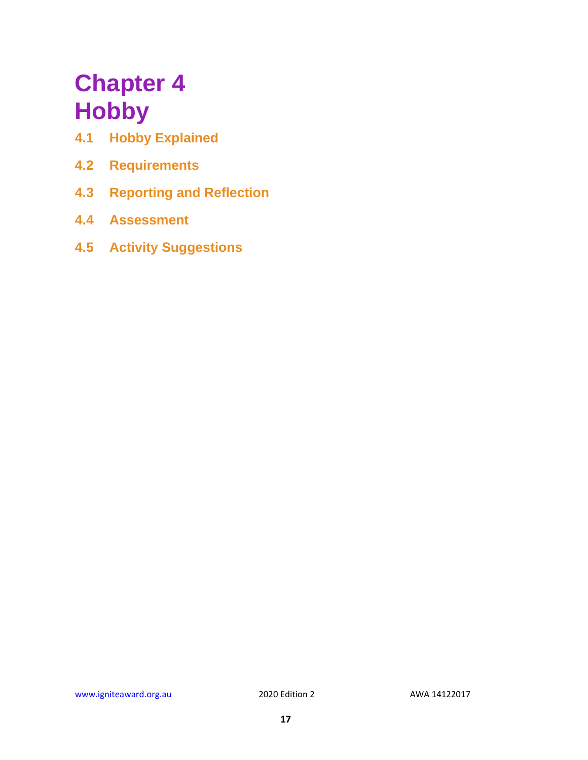# Chapter 4
# Hobby

**4.1 Hobby Explained**

**4.2 Requirements**

**4.3 Reporting and Reflection**

**4.4 Assessment**

**4.5 Activity Suggestions**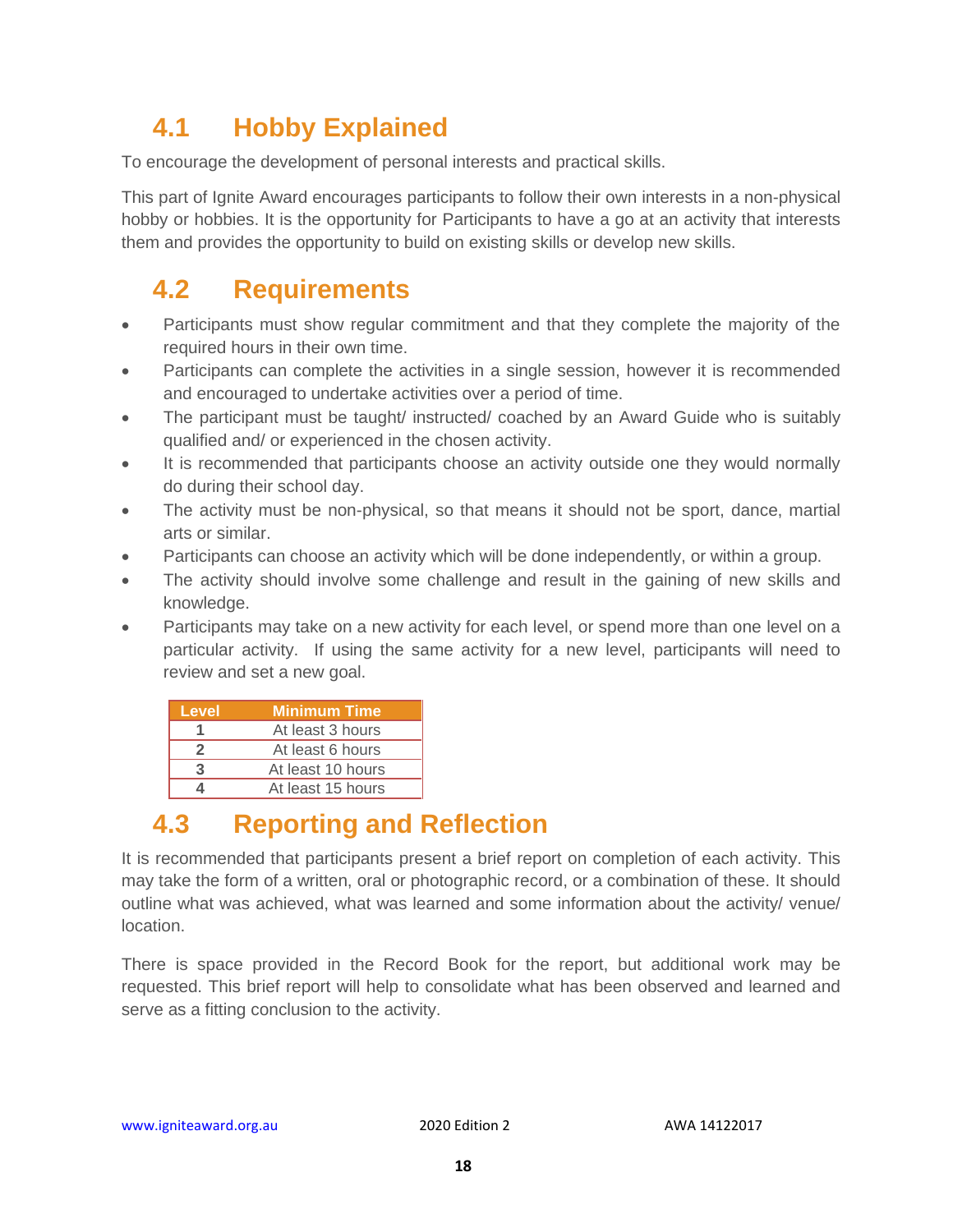## 4.1 Hobby Explained

To encourage the development of personal interests and practical skills.

This part of Ignite Award encourages participants to follow their own interests in a non-physical hobby or hobbies. It is the opportunity for Participants to have a go at an activity that interests them and provides the opportunity to build on existing skills or develop new skills.

## 4.2 Requirements

- Participants must show regular commitment and that they complete the majority of the required hours in their own time.
- Participants can complete the activities in a single session, however it is recommended and encouraged to undertake activities over a period of time.
- The participant must be taught/ instructed/ coached by an Award Guide who is suitably qualified and/ or experienced in the chosen activity.
- It is recommended that participants choose an activity outside one they would normally do during their school day.
- The activity must be non-physical, so that means it should not be sport, dance, martial arts or similar.
- Participants can choose an activity which will be done independently, or within a group.
- The activity should involve some challenge and result in the gaining of new skills and knowledge.
- Participants may take on a new activity for each level, or spend more than one level on a particular activity. If using the same activity for a new level, participants will need to review and set a new goal.

| Level | Minimum Time |
|---|---|
| 1 | At least 3 hours |
| 2 | At least 6 hours |
| 3 | At least 10 hours |
| 4 | At least 15 hours |

## 4.3 Reporting and Reflection

It is recommended that participants present a brief report on completion of each activity. This may take the form of a written, oral or photographic record, or a combination of these. It should outline what was achieved, what was learned and some information about the activity/ venue/ location.

There is space provided in the Record Book for the report, but additional work may be requested. This brief report will help to consolidate what has been observed and learned and serve as a fitting conclusion to the activity.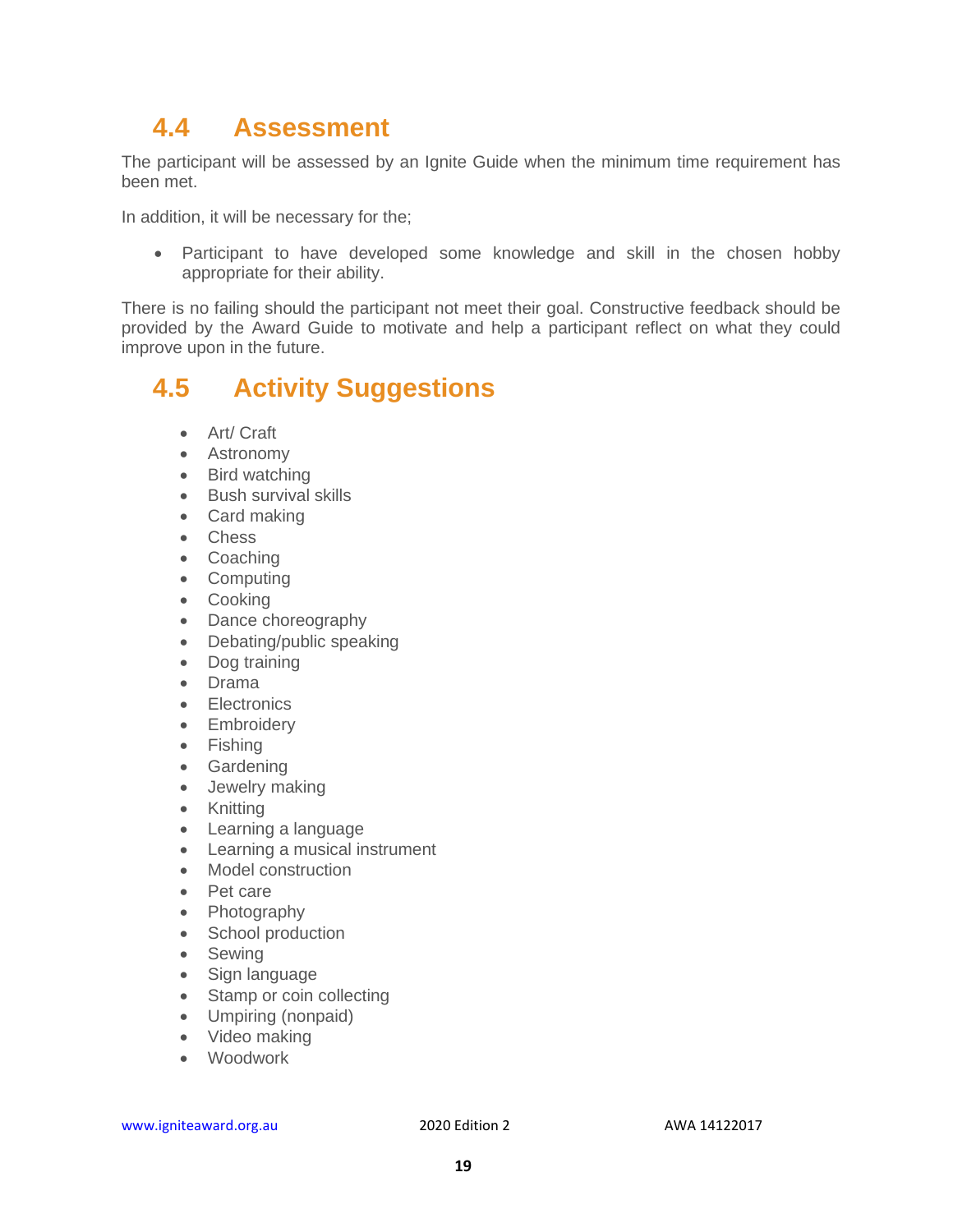## 4.4 Assessment

The participant will be assessed by an Ignite Guide when the minimum time requirement has been met.

In addition, it will be necessary for the;

- Participant to have developed some knowledge and skill in the chosen hobby appropriate for their ability.

There is no failing should the participant not meet their goal. Constructive feedback should be provided by the Award Guide to motivate and help a participant reflect on what they could improve upon in the future.

## 4.5 Activity Suggestions

- Art/ Craft
- Astronomy
- Bird watching
- Bush survival skills
- Card making
- Chess
- Coaching
- Computing
- Cooking
- Dance choreography
- Debating/public speaking
- Dog training
- Drama
- Electronics
- Embroidery
- Fishing
- Gardening
- Jewelry making
- Knitting
- Learning a language
- Learning a musical instrument
- Model construction
- Pet care
- Photography
- School production
- Sewing
- Sign language
- Stamp or coin collecting
- Umpiring (nonpaid)
- Video making
- Woodwork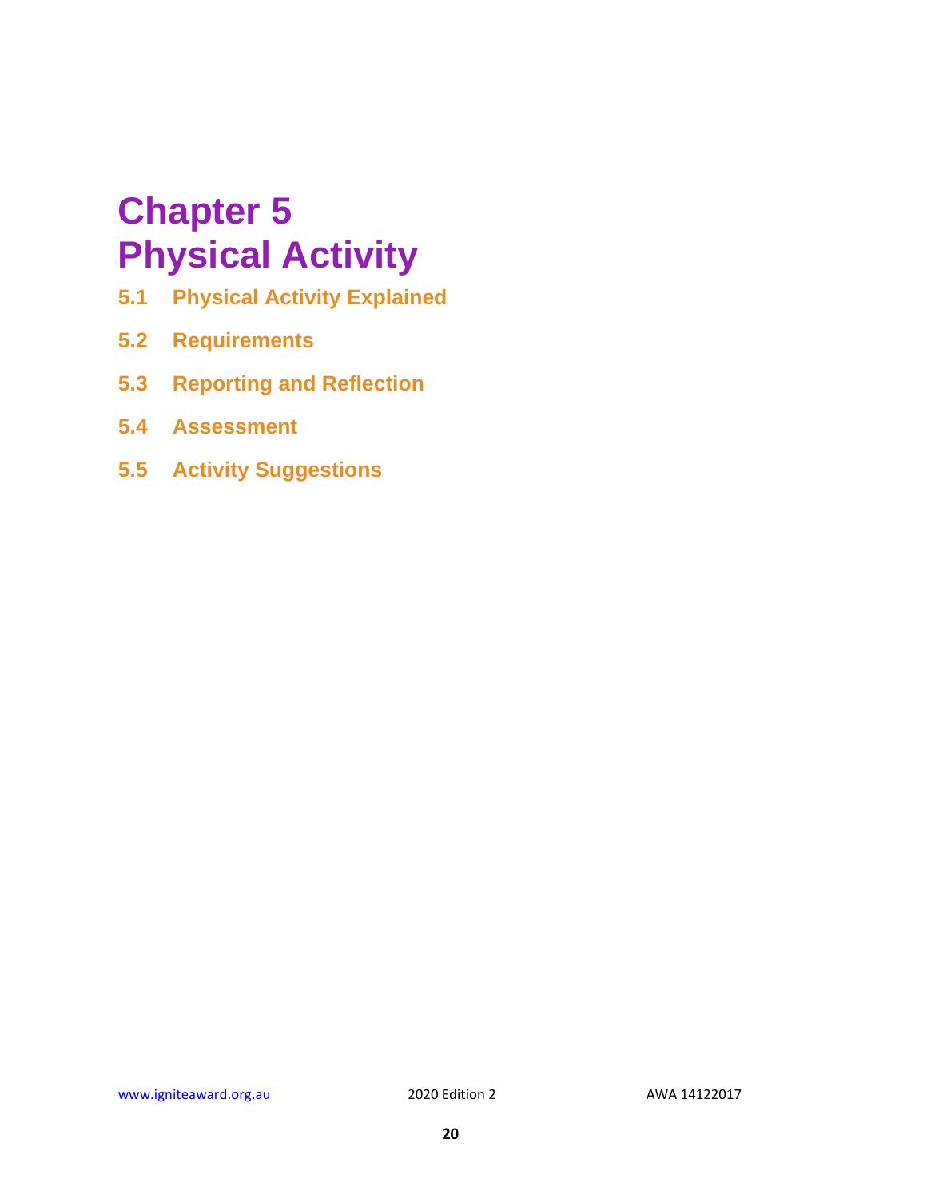# Chapter 5
# Physical Activity

**5.1 Physical Activity Explained**

**5.2 Requirements**

**5.3 Reporting and Reflection**

**5.4 Assessment**

**5.5 Activity Suggestions**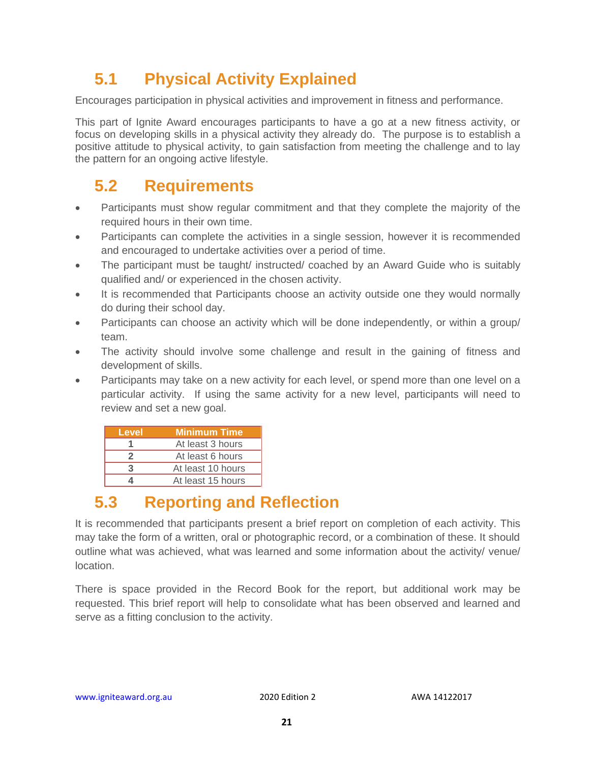## 5.1 Physical Activity Explained

Encourages participation in physical activities and improvement in fitness and performance.

This part of Ignite Award encourages participants to have a go at a new fitness activity, or focus on developing skills in a physical activity they already do. The purpose is to establish a positive attitude to physical activity, to gain satisfaction from meeting the challenge and to lay the pattern for an ongoing active lifestyle.

## 5.2 Requirements

- Participants must show regular commitment and that they complete the majority of the required hours in their own time.
- Participants can complete the activities in a single session, however it is recommended and encouraged to undertake activities over a period of time.
- The participant must be taught/ instructed/ coached by an Award Guide who is suitably qualified and/ or experienced in the chosen activity.
- It is recommended that Participants choose an activity outside one they would normally do during their school day.
- Participants can choose an activity which will be done independently, or within a group/ team.
- The activity should involve some challenge and result in the gaining of fitness and development of skills.
- Participants may take on a new activity for each level, or spend more than one level on a particular activity. If using the same activity for a new level, participants will need to review and set a new goal.

| Level | Minimum Time |
|---|---|
| 1 | At least 3 hours |
| 2 | At least 6 hours |
| 3 | At least 10 hours |
| 4 | At least 15 hours |

## 5.3 Reporting and Reflection

It is recommended that participants present a brief report on completion of each activity. This may take the form of a written, oral or photographic record, or a combination of these. It should outline what was achieved, what was learned and some information about the activity/ venue/ location.

There is space provided in the Record Book for the report, but additional work may be requested. This brief report will help to consolidate what has been observed and learned and serve as a fitting conclusion to the activity.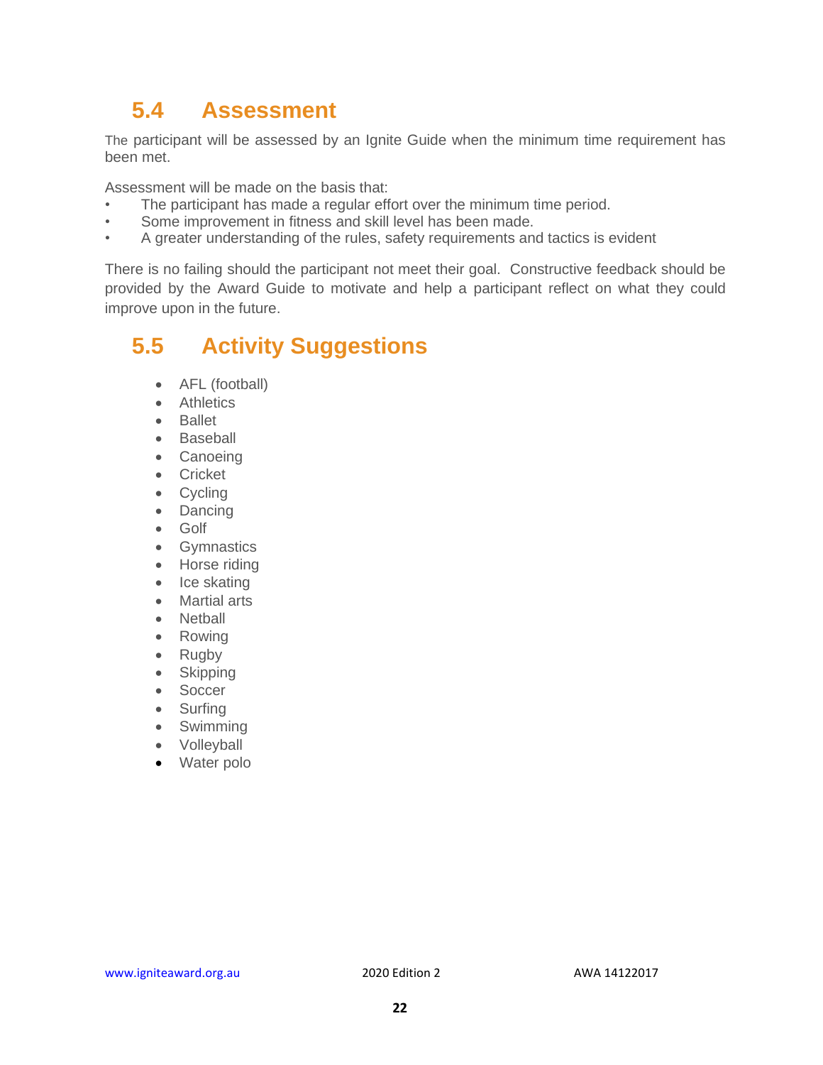## 5.4 Assessment

The participant will be assessed by an Ignite Guide when the minimum time requirement has been met.

Assessment will be made on the basis that:

- The participant has made a regular effort over the minimum time period.
- Some improvement in fitness and skill level has been made.
- A greater understanding of the rules, safety requirements and tactics is evident

There is no failing should the participant not meet their goal. Constructive feedback should be provided by the Award Guide to motivate and help a participant reflect on what they could improve upon in the future.

## 5.5 Activity Suggestions

- AFL (football)
- Athletics
- Ballet
- Baseball
- Canoeing
- Cricket
- Cycling
- Dancing
- Golf
- Gymnastics
- Horse riding
- Ice skating
- Martial arts
- Netball
- Rowing
- Rugby
- Skipping
- Soccer
- Surfing
- Swimming
- Volleyball
- Water polo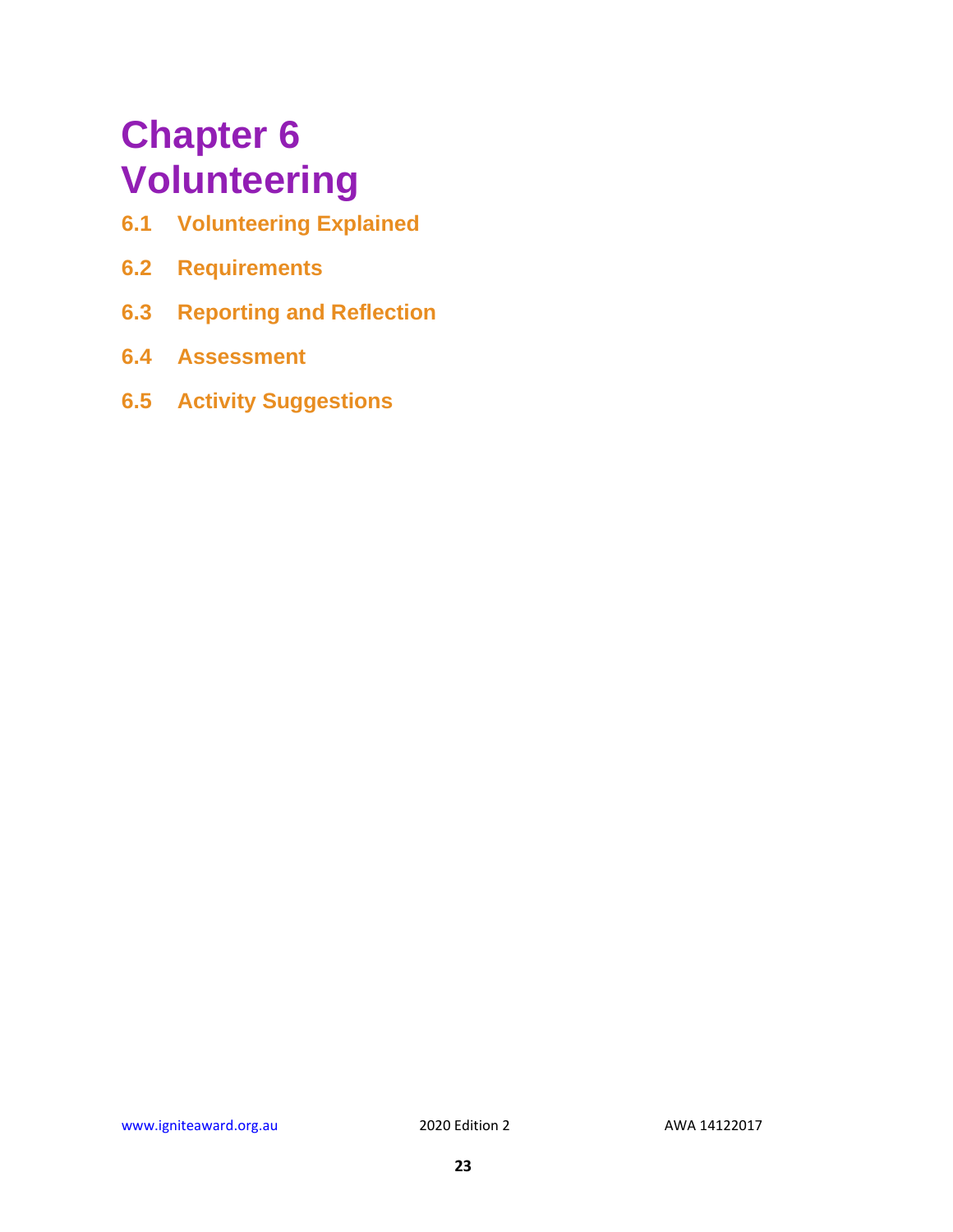# Chapter 6 Volunteering

## 6.1 Volunteering Explained

## 6.2 Requirements

## 6.3 Reporting and Reflection

## 6.4 Assessment

## 6.5 Activity Suggestions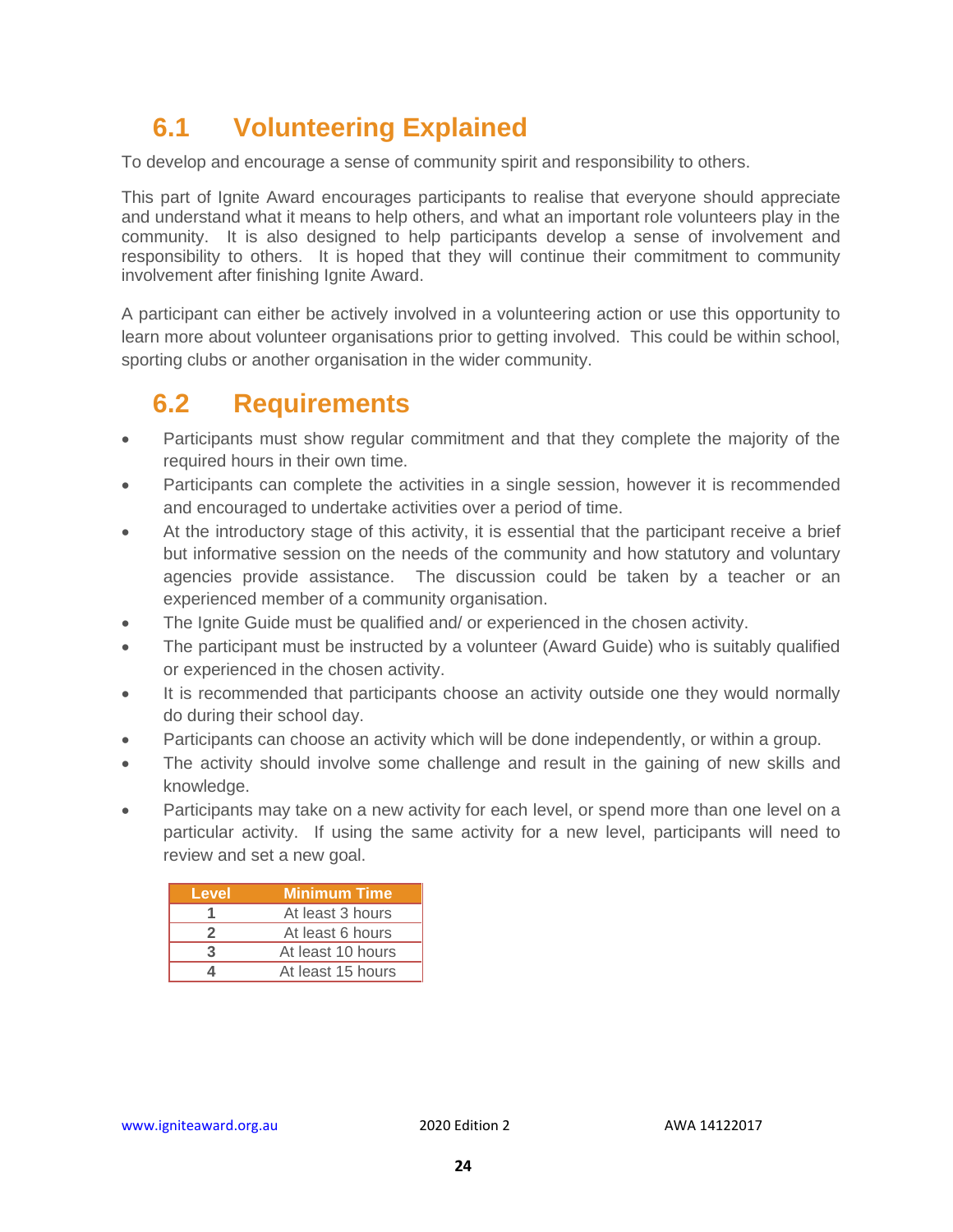## 6.1 Volunteering Explained

To develop and encourage a sense of community spirit and responsibility to others.

This part of Ignite Award encourages participants to realise that everyone should appreciate and understand what it means to help others, and what an important role volunteers play in the community. It is also designed to help participants develop a sense of involvement and responsibility to others. It is hoped that they will continue their commitment to community involvement after finishing Ignite Award.

A participant can either be actively involved in a volunteering action or use this opportunity to learn more about volunteer organisations prior to getting involved. This could be within school, sporting clubs or another organisation in the wider community.

## 6.2 Requirements

- Participants must show regular commitment and that they complete the majority of the required hours in their own time.
- Participants can complete the activities in a single session, however it is recommended and encouraged to undertake activities over a period of time.
- At the introductory stage of this activity, it is essential that the participant receive a brief but informative session on the needs of the community and how statutory and voluntary agencies provide assistance. The discussion could be taken by a teacher or an experienced member of a community organisation.
- The Ignite Guide must be qualified and/ or experienced in the chosen activity.
- The participant must be instructed by a volunteer (Award Guide) who is suitably qualified or experienced in the chosen activity.
- It is recommended that participants choose an activity outside one they would normally do during their school day.
- Participants can choose an activity which will be done independently, or within a group.
- The activity should involve some challenge and result in the gaining of new skills and knowledge.
- Participants may take on a new activity for each level, or spend more than one level on a particular activity. If using the same activity for a new level, participants will need to review and set a new goal.

| Level | Minimum Time |
|---|---|
| 1 | At least 3 hours |
| 2 | At least 6 hours |
| 3 | At least 10 hours |
| 4 | At least 15 hours |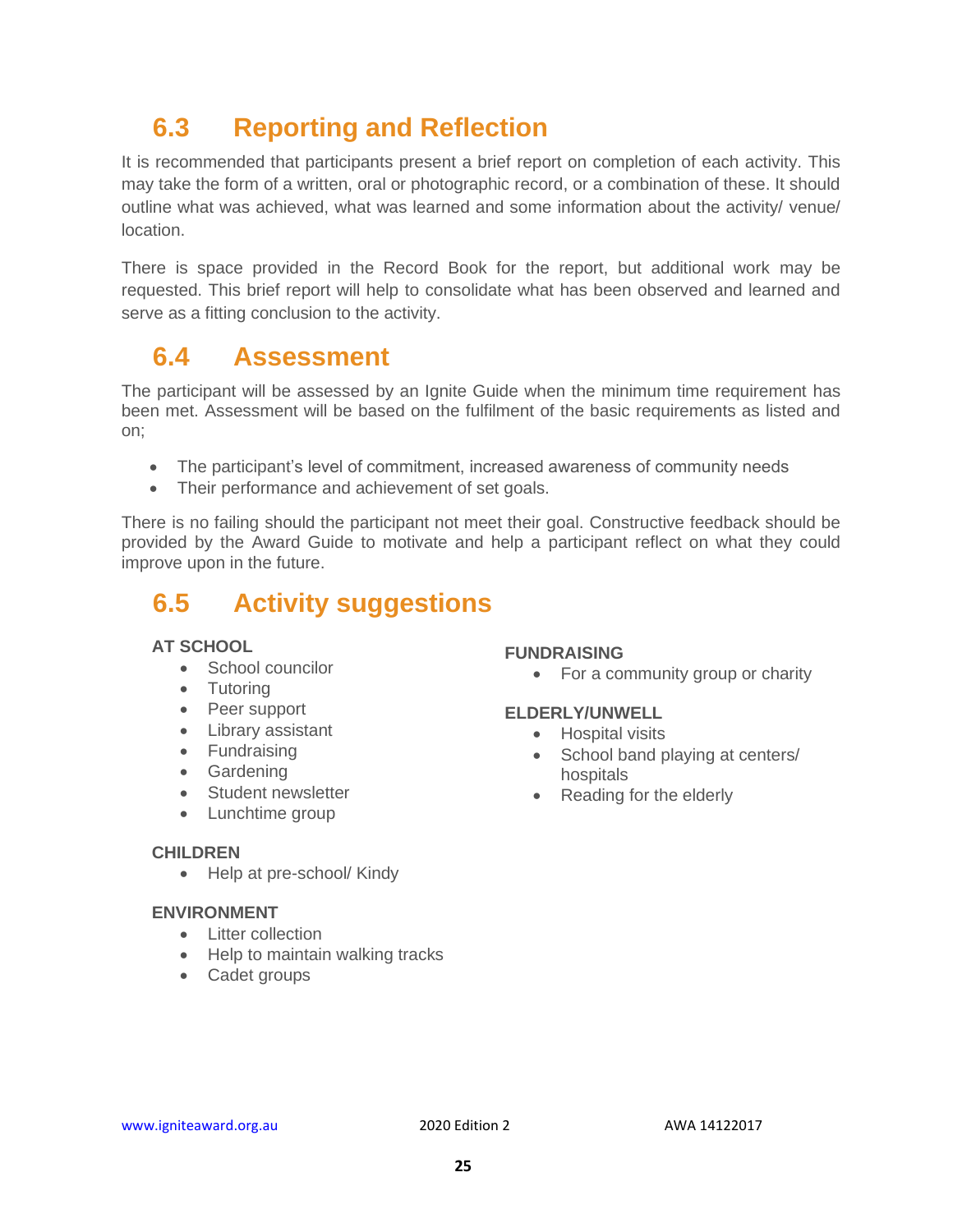## 6.3 Reporting and Reflection

It is recommended that participants present a brief report on completion of each activity. This may take the form of a written, oral or photographic record, or a combination of these. It should outline what was achieved, what was learned and some information about the activity/ venue/ location.

There is space provided in the Record Book for the report, but additional work may be requested. This brief report will help to consolidate what has been observed and learned and serve as a fitting conclusion to the activity.

## 6.4 Assessment

The participant will be assessed by an Ignite Guide when the minimum time requirement has been met. Assessment will be based on the fulfilment of the basic requirements as listed and on;

- The participant's level of commitment, increased awareness of community needs
- Their performance and achievement of set goals.

There is no failing should the participant not meet their goal. Constructive feedback should be provided by the Award Guide to motivate and help a participant reflect on what they could improve upon in the future.

## 6.5 Activity suggestions

**AT SCHOOL**

- School councilor
- Tutoring
- Peer support
- Library assistant
- Fundraising
- Gardening
- Student newsletter
- Lunchtime group

**CHILDREN**

- Help at pre-school/ Kindy

**ENVIRONMENT**

- Litter collection
- Help to maintain walking tracks
- Cadet groups

**FUNDRAISING**

- For a community group or charity

**ELDERLY/UNWELL**

- Hospital visits
- School band playing at centers/ hospitals
- Reading for the elderly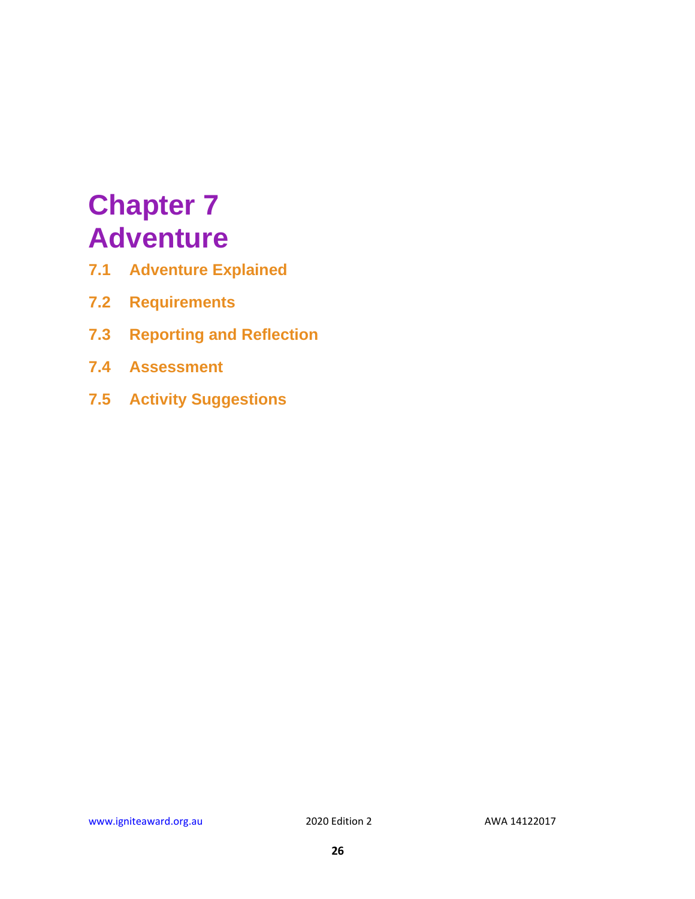# Chapter 7
# Adventure

**7.1 Adventure Explained**

**7.2 Requirements**

**7.3 Reporting and Reflection**

**7.4 Assessment**

**7.5 Activity Suggestions**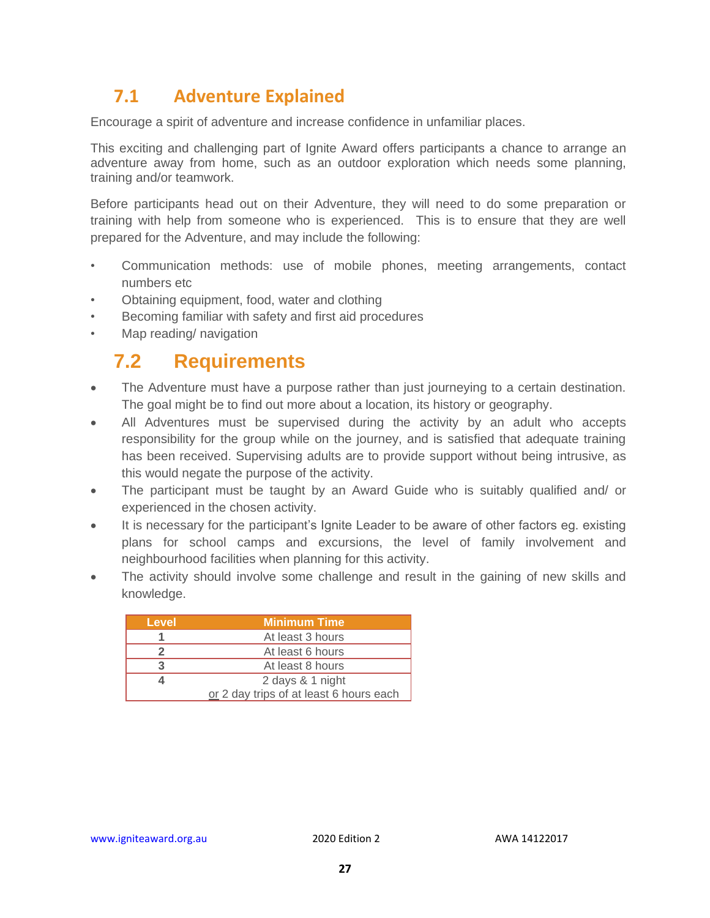## 7.1 Adventure Explained

Encourage a spirit of adventure and increase confidence in unfamiliar places.

This exciting and challenging part of Ignite Award offers participants a chance to arrange an adventure away from home, such as an outdoor exploration which needs some planning, training and/or teamwork.

Before participants head out on their Adventure, they will need to do some preparation or training with help from someone who is experienced. This is to ensure that they are well prepared for the Adventure, and may include the following:

- Communication methods: use of mobile phones, meeting arrangements, contact numbers etc
- Obtaining equipment, food, water and clothing
- Becoming familiar with safety and first aid procedures
- Map reading/ navigation

## 7.2 Requirements

- The Adventure must have a purpose rather than just journeying to a certain destination. The goal might be to find out more about a location, its history or geography.
- All Adventures must be supervised during the activity by an adult who accepts responsibility for the group while on the journey, and is satisfied that adequate training has been received. Supervising adults are to provide support without being intrusive, as this would negate the purpose of the activity.
- The participant must be taught by an Award Guide who is suitably qualified and/ or experienced in the chosen activity.
- It is necessary for the participant's Ignite Leader to be aware of other factors eg. existing plans for school camps and excursions, the level of family involvement and neighbourhood facilities when planning for this activity.
- The activity should involve some challenge and result in the gaining of new skills and knowledge.

| Level | Minimum Time |
|---|---|
| 1 | At least 3 hours |
| 2 | At least 6 hours |
| 3 | At least 8 hours |
| 4 | 2 days & 1 night<br>or 2 day trips of at least 6 hours each |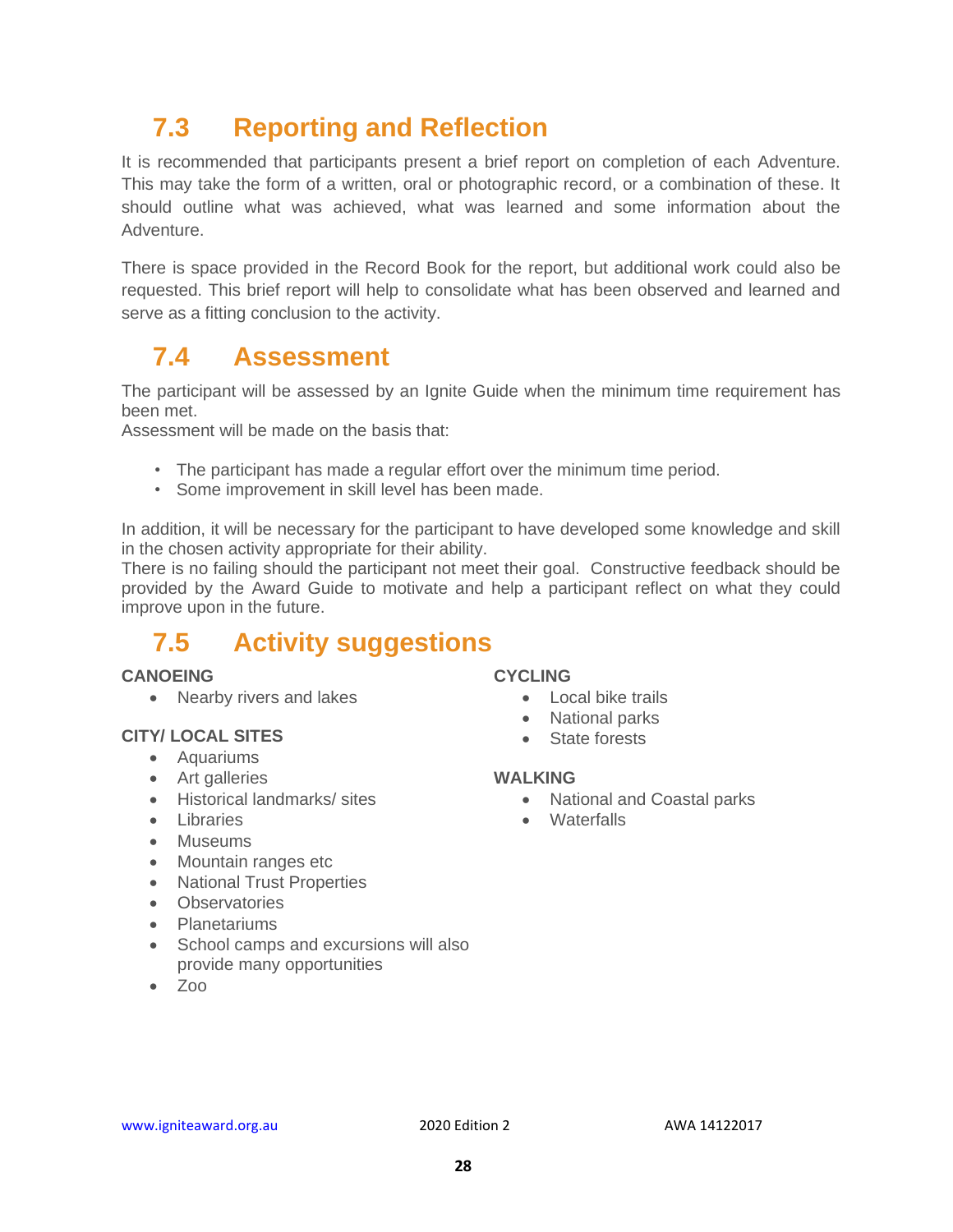## 7.3 Reporting and Reflection

It is recommended that participants present a brief report on completion of each Adventure. This may take the form of a written, oral or photographic record, or a combination of these. It should outline what was achieved, what was learned and some information about the Adventure.

There is space provided in the Record Book for the report, but additional work could also be requested. This brief report will help to consolidate what has been observed and learned and serve as a fitting conclusion to the activity.

## 7.4 Assessment

The participant will be assessed by an Ignite Guide when the minimum time requirement has been met.
Assessment will be made on the basis that:

- The participant has made a regular effort over the minimum time period.
- Some improvement in skill level has been made.

In addition, it will be necessary for the participant to have developed some knowledge and skill in the chosen activity appropriate for their ability.
There is no failing should the participant not meet their goal. Constructive feedback should be provided by the Award Guide to motivate and help a participant reflect on what they could improve upon in the future.

## 7.5 Activity suggestions

**CANOEING**

- Nearby rivers and lakes

**CITY/ LOCAL SITES**

- Aquariums
- Art galleries
- Historical landmarks/ sites
- Libraries
- Museums
- Mountain ranges etc
- National Trust Properties
- Observatories
- Planetariums
- School camps and excursions will also provide many opportunities
- Zoo

**CYCLING**

- Local bike trails
- National parks
- State forests

**WALKING**

- National and Coastal parks
- Waterfalls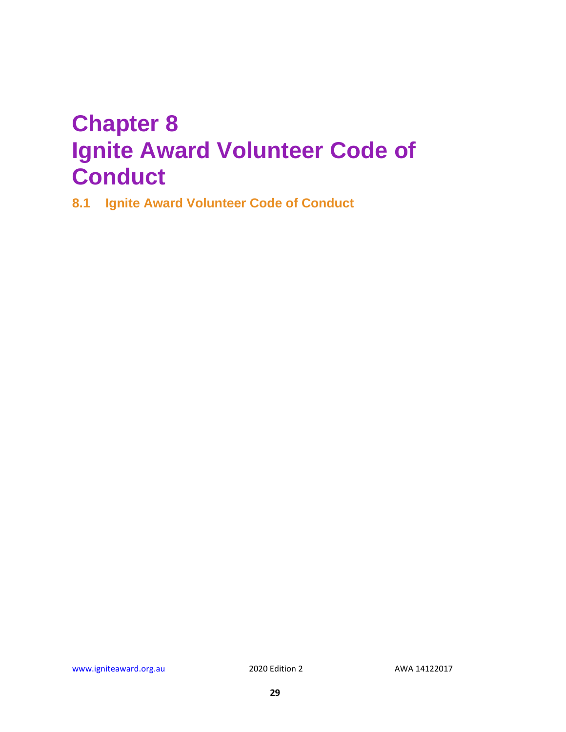# Chapter 8
# Ignite Award Volunteer Code of Conduct

## 8.1 Ignite Award Volunteer Code of Conduct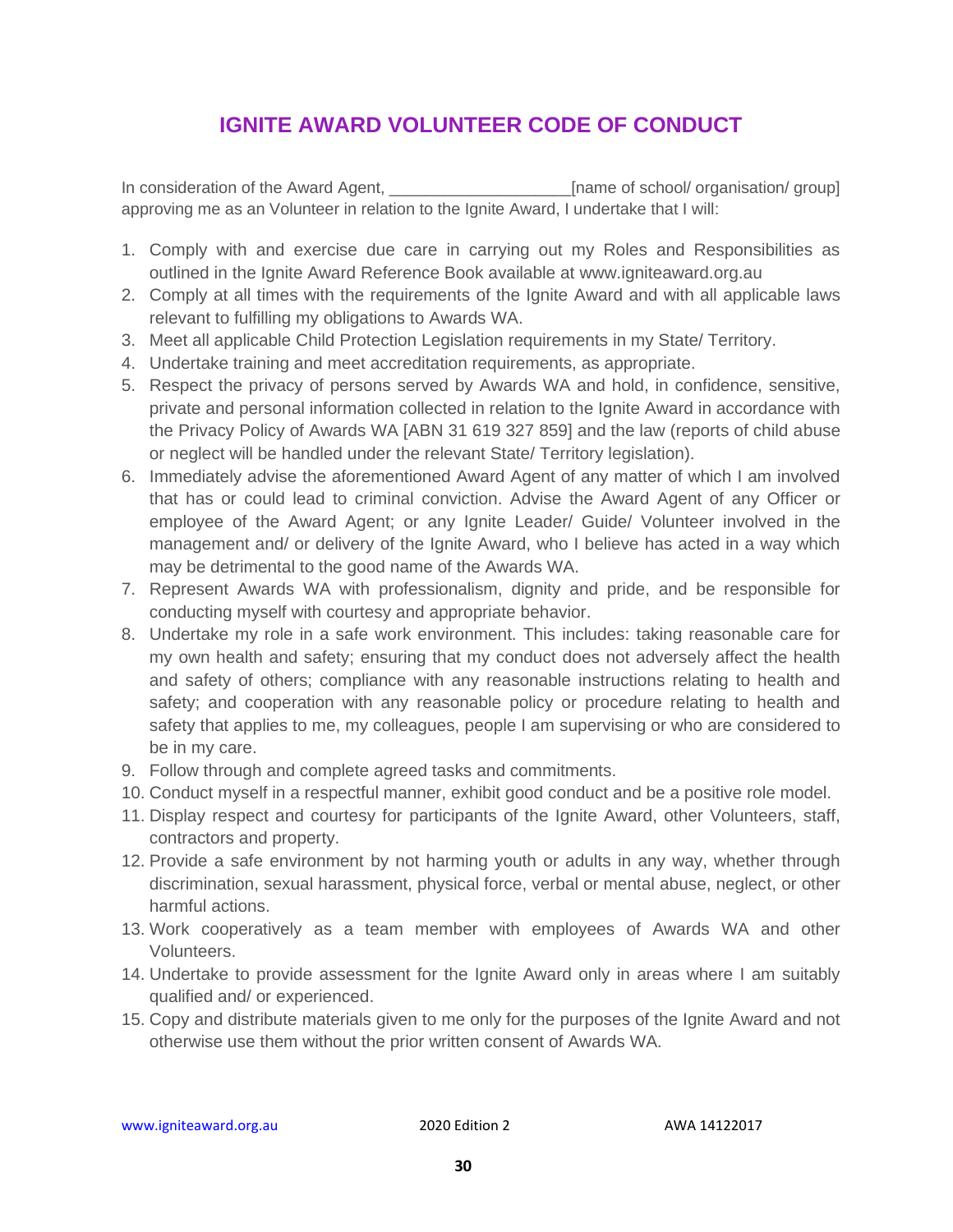# IGNITE AWARD VOLUNTEER CODE OF CONDUCT

In consideration of the Award Agent, ____________________[name of school/ organisation/ group] approving me as an Volunteer in relation to the Ignite Award, I undertake that I will:

1. Comply with and exercise due care in carrying out my Roles and Responsibilities as outlined in the Ignite Award Reference Book available at www.igniteaward.org.au
2. Comply at all times with the requirements of the Ignite Award and with all applicable laws relevant to fulfilling my obligations to Awards WA.
3. Meet all applicable Child Protection Legislation requirements in my State/ Territory.
4. Undertake training and meet accreditation requirements, as appropriate.
5. Respect the privacy of persons served by Awards WA and hold, in confidence, sensitive, private and personal information collected in relation to the Ignite Award in accordance with the Privacy Policy of Awards WA [ABN 31 619 327 859] and the law (reports of child abuse or neglect will be handled under the relevant State/ Territory legislation).
6. Immediately advise the aforementioned Award Agent of any matter of which I am involved that has or could lead to criminal conviction. Advise the Award Agent of any Officer or employee of the Award Agent; or any Ignite Leader/ Guide/ Volunteer involved in the management and/ or delivery of the Ignite Award, who I believe has acted in a way which may be detrimental to the good name of the Awards WA.
7. Represent Awards WA with professionalism, dignity and pride, and be responsible for conducting myself with courtesy and appropriate behavior.
8. Undertake my role in a safe work environment. This includes: taking reasonable care for my own health and safety; ensuring that my conduct does not adversely affect the health and safety of others; compliance with any reasonable instructions relating to health and safety; and cooperation with any reasonable policy or procedure relating to health and safety that applies to me, my colleagues, people I am supervising or who are considered to be in my care.
9. Follow through and complete agreed tasks and commitments.
10. Conduct myself in a respectful manner, exhibit good conduct and be a positive role model.
11. Display respect and courtesy for participants of the Ignite Award, other Volunteers, staff, contractors and property.
12. Provide a safe environment by not harming youth or adults in any way, whether through discrimination, sexual harassment, physical force, verbal or mental abuse, neglect, or other harmful actions.
13. Work cooperatively as a team member with employees of Awards WA and other Volunteers.
14. Undertake to provide assessment for the Ignite Award only in areas where I am suitably qualified and/ or experienced.
15. Copy and distribute materials given to me only for the purposes of the Ignite Award and not otherwise use them without the prior written consent of Awards WA.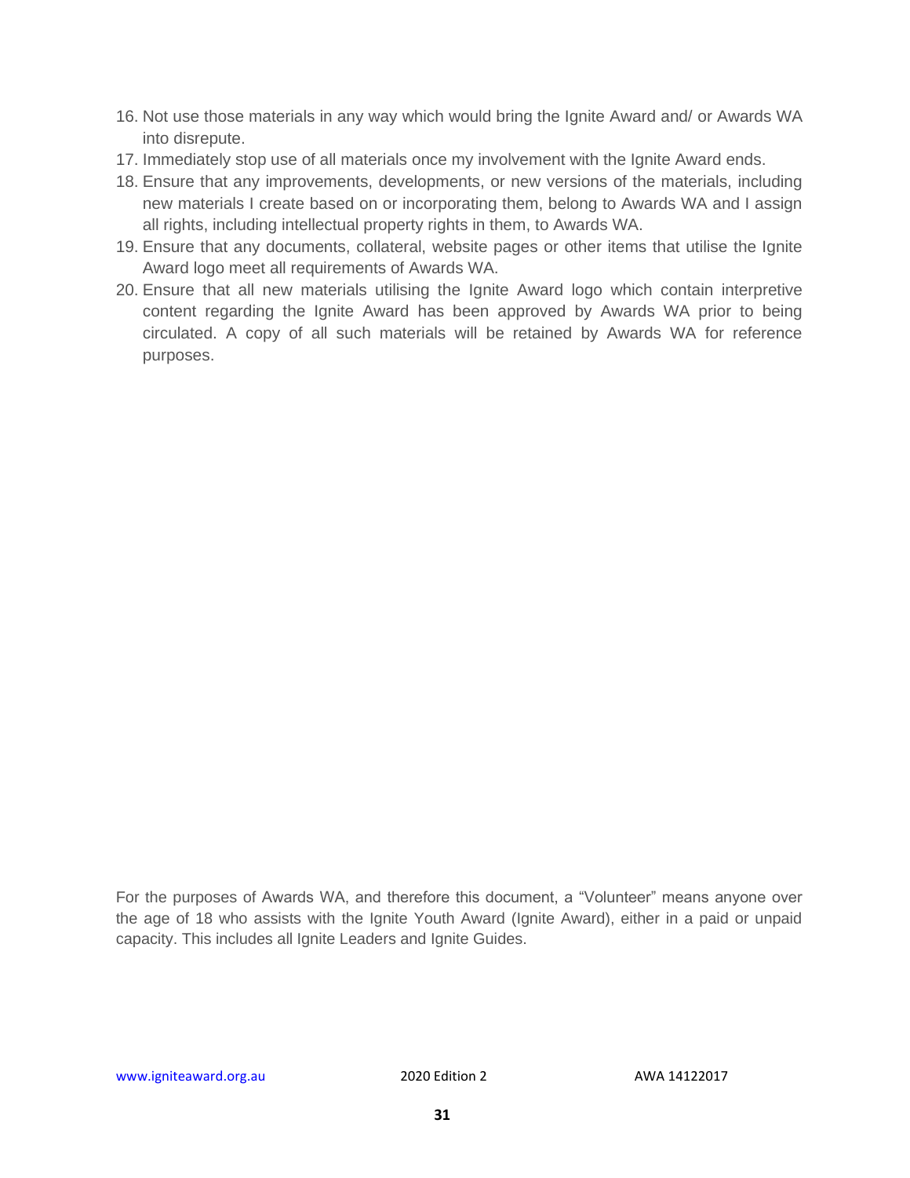16. Not use those materials in any way which would bring the Ignite Award and/ or Awards WA into disrepute.
17. Immediately stop use of all materials once my involvement with the Ignite Award ends.
18. Ensure that any improvements, developments, or new versions of the materials, including new materials I create based on or incorporating them, belong to Awards WA and I assign all rights, including intellectual property rights in them, to Awards WA.
19. Ensure that any documents, collateral, website pages or other items that utilise the Ignite Award logo meet all requirements of Awards WA.
20. Ensure that all new materials utilising the Ignite Award logo which contain interpretive content regarding the Ignite Award has been approved by Awards WA prior to being circulated. A copy of all such materials will be retained by Awards WA for reference purposes.

For the purposes of Awards WA, and therefore this document, a "Volunteer" means anyone over the age of 18 who assists with the Ignite Youth Award (Ignite Award), either in a paid or unpaid capacity. This includes all Ignite Leaders and Ignite Guides.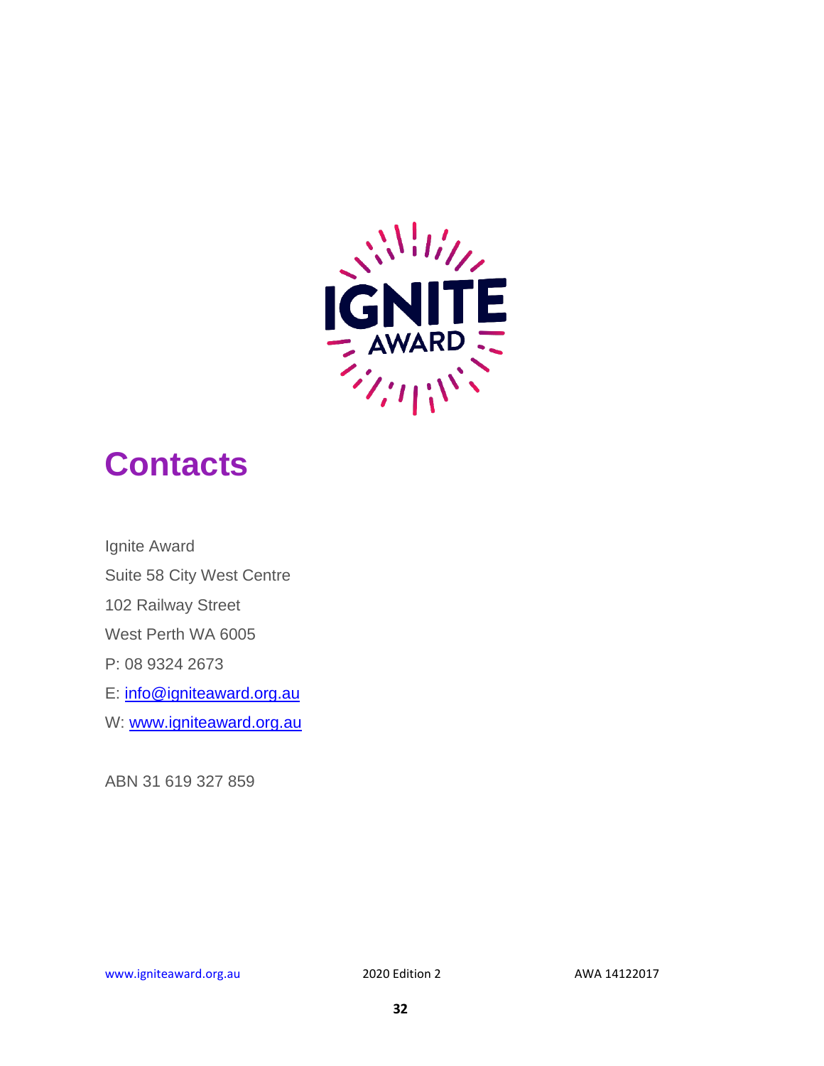# Contacts

Ignite Award

Suite 58 City West Centre

102 Railway Street

West Perth WA 6005

P: 08 9324 2673

E: info@igniteaward.org.au

W: www.igniteaward.org.au

ABN 31 619 327 859